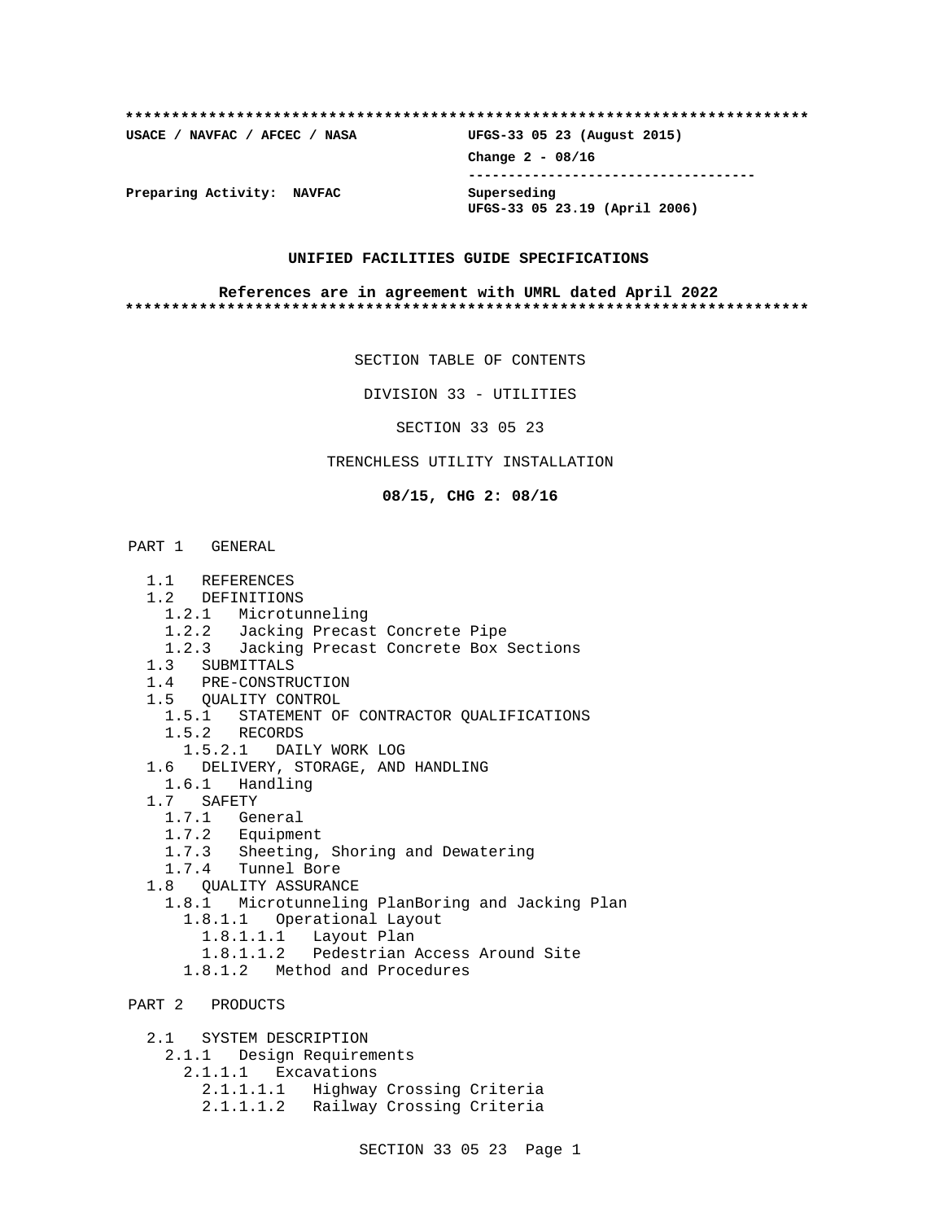**************************************************************************

**USACE / NAVFAC / AFCEC / NASA** **UFGS-33 05 23 (August 2015)**

**Change 2 - 08/16**

-----------------------------------

**Preparing Activity: NAVFAC** **Superseding**
**UFGS-33 05 23.19 (April 2006)**

**UNIFIED FACILITIES GUIDE SPECIFICATIONS**

**References are in agreement with UMRL dated April 2022**

**************************************************************************

SECTION TABLE OF CONTENTS

DIVISION 33 - UTILITIES

SECTION 33 05 23

TRENCHLESS UTILITY INSTALLATION

**08/15, CHG 2: 08/16**

PART 1 GENERAL

- 1.1 REFERENCES
- 1.2 DEFINITIONS
  - 1.2.1 Microtunneling
  - 1.2.2 Jacking Precast Concrete Pipe
  - 1.2.3 Jacking Precast Concrete Box Sections
- 1.3 SUBMITTALS
- 1.4 PRE-CONSTRUCTION
- 1.5 QUALITY CONTROL
  - 1.5.1 STATEMENT OF CONTRACTOR QUALIFICATIONS
  - 1.5.2 RECORDS
    - 1.5.2.1 DAILY WORK LOG
- 1.6 DELIVERY, STORAGE, AND HANDLING
  - 1.6.1 Handling
- 1.7 SAFETY
  - 1.7.1 General
  - 1.7.2 Equipment
  - 1.7.3 Sheeting, Shoring and Dewatering
  - 1.7.4 Tunnel Bore
- 1.8 QUALITY ASSURANCE
  - 1.8.1 Microtunneling PlanBoring and Jacking Plan
    - 1.8.1.1 Operational Layout
      - 1.8.1.1.1 Layout Plan
      - 1.8.1.1.2 Pedestrian Access Around Site
    - 1.8.1.2 Method and Procedures

PART 2 PRODUCTS

- 2.1 SYSTEM DESCRIPTION
  - 2.1.1 Design Requirements
    - 2.1.1.1 Excavations
      - 2.1.1.1.1 Highway Crossing Criteria
      - 2.1.1.1.2 Railway Crossing Criteria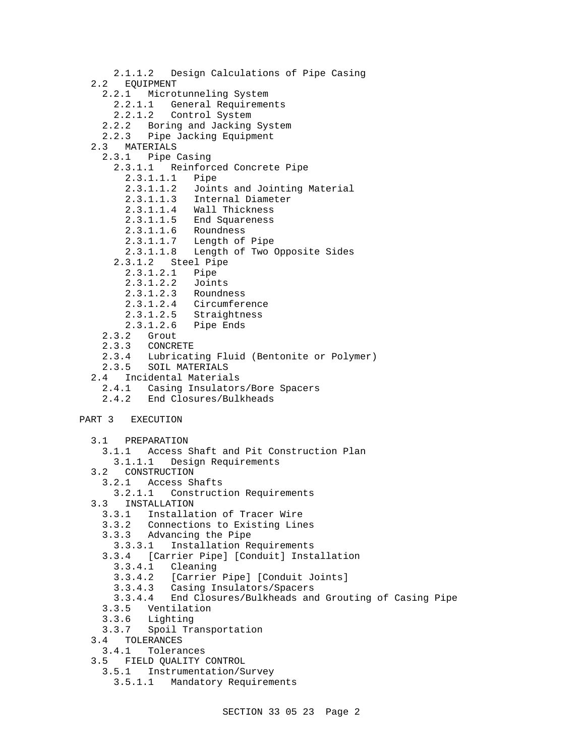2.1.1.2 Design Calculations of Pipe Casing
- 2.2 EQUIPMENT
  - 2.2.1 Microtunneling System
    - 2.2.1.1 General Requirements
    - 2.2.1.2 Control System
  - 2.2.2 Boring and Jacking System
  - 2.2.3 Pipe Jacking Equipment
- 2.3 MATERIALS
  - 2.3.1 Pipe Casing
    - 2.3.1.1 Reinforced Concrete Pipe
      - 2.3.1.1.1 Pipe
      - 2.3.1.1.2 Joints and Jointing Material
      - 2.3.1.1.3 Internal Diameter
      - 2.3.1.1.4 Wall Thickness
      - 2.3.1.1.5 End Squareness
      - 2.3.1.1.6 Roundness
      - 2.3.1.1.7 Length of Pipe
      - 2.3.1.1.8 Length of Two Opposite Sides
    - 2.3.1.2 Steel Pipe
      - 2.3.1.2.1 Pipe
      - 2.3.1.2.2 Joints
      - 2.3.1.2.3 Roundness
      - 2.3.1.2.4 Circumference
      - 2.3.1.2.5 Straightness
      - 2.3.1.2.6 Pipe Ends
  - 2.3.2 Grout
  - 2.3.3 CONCRETE
  - 2.3.4 Lubricating Fluid (Bentonite or Polymer)
  - 2.3.5 SOIL MATERIALS
- 2.4 Incidental Materials
  - 2.4.1 Casing Insulators/Bore Spacers
  - 2.4.2 End Closures/Bulkheads

PART 3 EXECUTION

- 3.1 PREPARATION
  - 3.1.1 Access Shaft and Pit Construction Plan
    - 3.1.1.1 Design Requirements
- 3.2 CONSTRUCTION
  - 3.2.1 Access Shafts
    - 3.2.1.1 Construction Requirements
- 3.3 INSTALLATION
  - 3.3.1 Installation of Tracer Wire
  - 3.3.2 Connections to Existing Lines
  - 3.3.3 Advancing the Pipe
    - 3.3.3.1 Installation Requirements
  - 3.3.4 [Carrier Pipe] [Conduit] Installation
    - 3.3.4.1 Cleaning
    - 3.3.4.2 [Carrier Pipe] [Conduit Joints]
    - 3.3.4.3 Casing Insulators/Spacers
    - 3.3.4.4 End Closures/Bulkheads and Grouting of Casing Pipe
  - 3.3.5 Ventilation
  - 3.3.6 Lighting
  - 3.3.7 Spoil Transportation
- 3.4 TOLERANCES
  - 3.4.1 Tolerances
- 3.5 FIELD QUALITY CONTROL
  - 3.5.1 Instrumentation/Survey
    - 3.5.1.1 Mandatory Requirements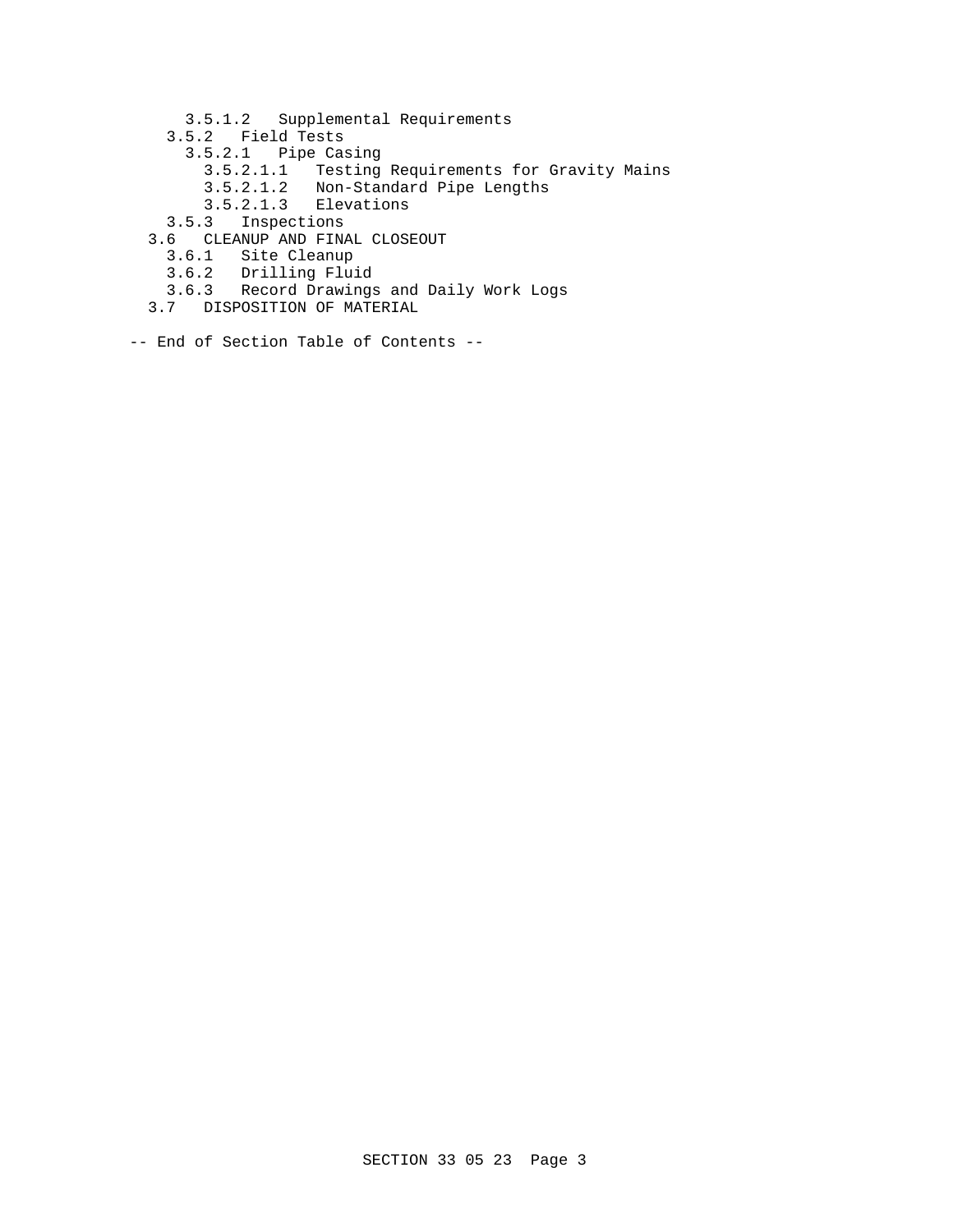- 3.5.1.2 Supplemental Requirements
- 3.5.2 Field Tests
  - 3.5.2.1 Pipe Casing
    - 3.5.2.1.1 Testing Requirements for Gravity Mains
    - 3.5.2.1.2 Non-Standard Pipe Lengths
    - 3.5.2.1.3 Elevations
- 3.5.3 Inspections
- 3.6 CLEANUP AND FINAL CLOSEOUT
  - 3.6.1 Site Cleanup
  - 3.6.2 Drilling Fluid
  - 3.6.3 Record Drawings and Daily Work Logs
- 3.7 DISPOSITION OF MATERIAL

-- End of Section Table of Contents --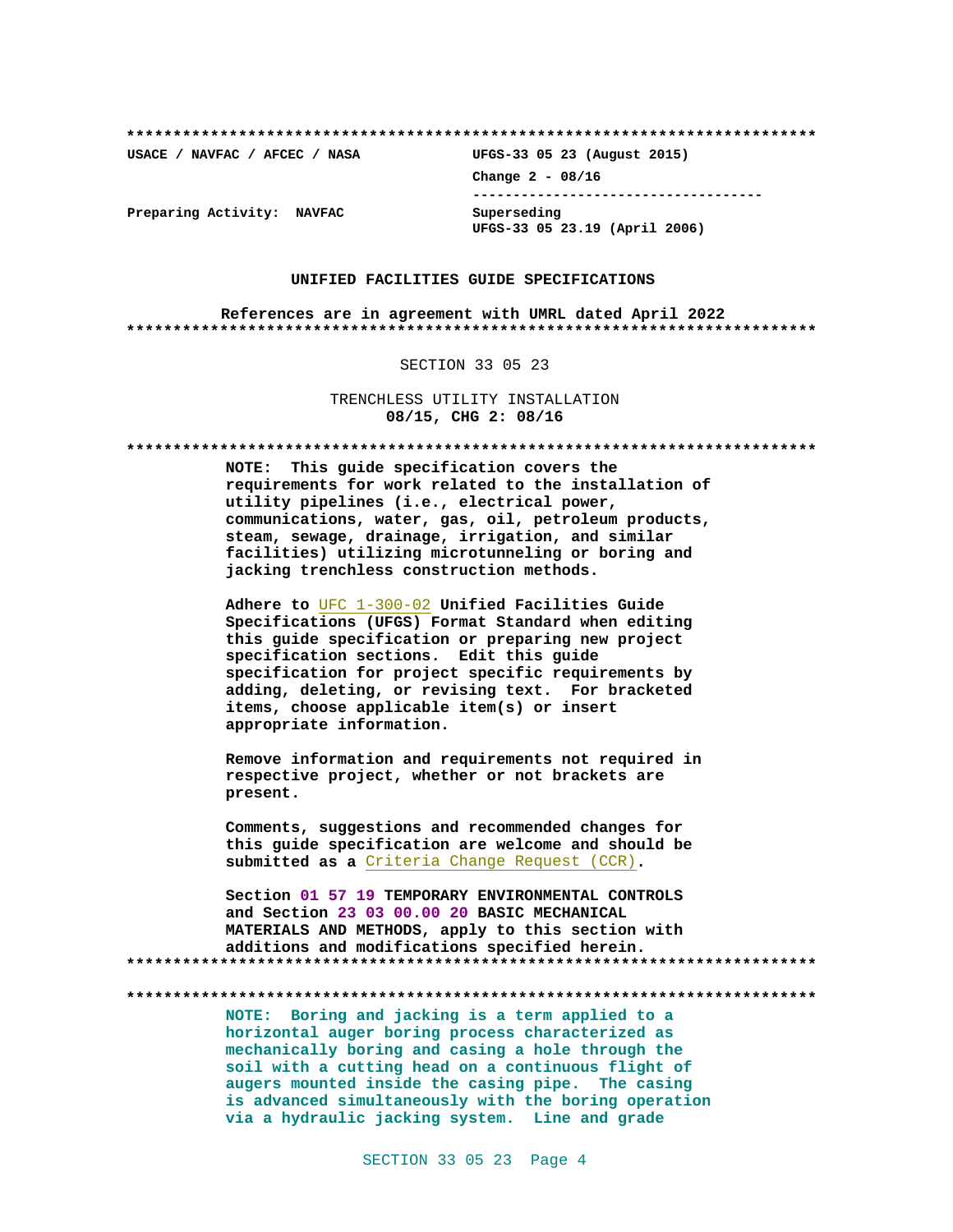**************************************************************************

USACE / NAVFAC / AFCEC / NASA                UFGS-33 05 23 (August 2015)

Change 2 - 08/16

-----------------------------------

Preparing Activity:  NAVFAC                  Superseding
UFGS-33 05 23.19 (April 2006)

**UNIFIED FACILITIES GUIDE SPECIFICATIONS**

**References are in agreement with UMRL dated April 2022**

**************************************************************************

SECTION 33 05 23

TRENCHLESS UTILITY INSTALLATION
**08/15, CHG 2: 08/16**

**************************************************************************

**NOTE: This guide specification covers the requirements for work related to the installation of utility pipelines (i.e., electrical power, communications, water, gas, oil, petroleum products, steam, sewage, drainage, irrigation, and similar facilities) utilizing microtunneling or boring and jacking trenchless construction methods.**

**Adhere to UFC 1-300-02 Unified Facilities Guide Specifications (UFGS) Format Standard when editing this guide specification or preparing new project specification sections. Edit this guide specification for project specific requirements by adding, deleting, or revising text. For bracketed items, choose applicable item(s) or insert appropriate information.**

**Remove information and requirements not required in respective project, whether or not brackets are present.**

**Comments, suggestions and recommended changes for this guide specification are welcome and should be submitted as a Criteria Change Request (CCR).**

**Section 01 57 19 TEMPORARY ENVIRONMENTAL CONTROLS and Section 23 03 00.00 20 BASIC MECHANICAL MATERIALS AND METHODS, apply to this section with additions and modifications specified herein.**

**************************************************************************

**************************************************************************

**NOTE: Boring and jacking is a term applied to a horizontal auger boring process characterized as mechanically boring and casing a hole through the soil with a cutting head on a continuous flight of augers mounted inside the casing pipe. The casing is advanced simultaneously with the boring operation via a hydraulic jacking system. Line and grade**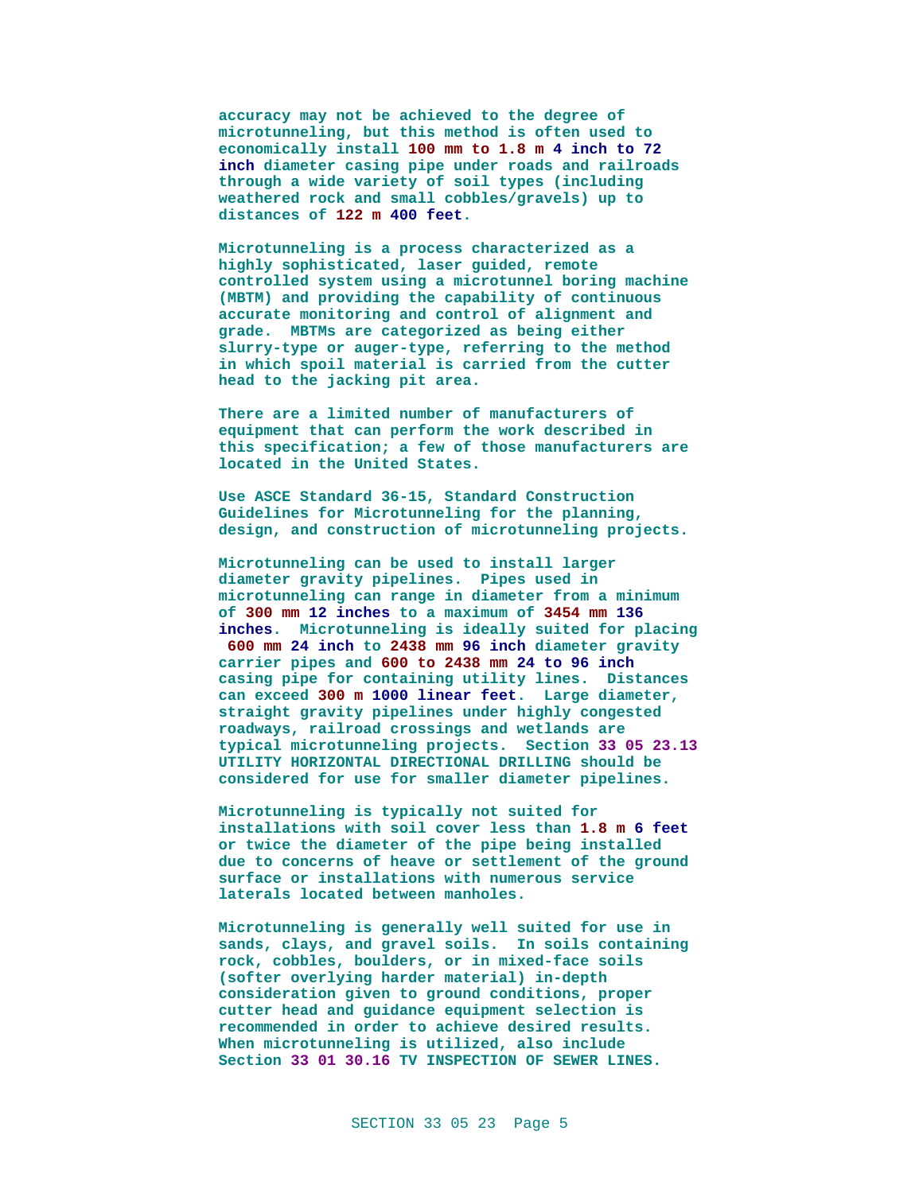**accuracy may not be achieved to the degree of microtunneling, but this method is often used to economically install 100 mm to 1.8 m 4 inch to 72 inch diameter casing pipe under roads and railroads through a wide variety of soil types (including weathered rock and small cobbles/gravels) up to distances of 122 m 400 feet.**

**Microtunneling is a process characterized as a highly sophisticated, laser guided, remote controlled system using a microtunnel boring machine (MBTM) and providing the capability of continuous accurate monitoring and control of alignment and grade. MBTMs are categorized as being either slurry-type or auger-type, referring to the method in which spoil material is carried from the cutter head to the jacking pit area.**

**There are a limited number of manufacturers of equipment that can perform the work described in this specification; a few of those manufacturers are located in the United States.**

**Use ASCE Standard 36-15, Standard Construction Guidelines for Microtunneling for the planning, design, and construction of microtunneling projects.**

**Microtunneling can be used to install larger diameter gravity pipelines. Pipes used in microtunneling can range in diameter from a minimum of 300 mm 12 inches to a maximum of 3454 mm 136 inches. Microtunneling is ideally suited for placing 600 mm 24 inch to 2438 mm 96 inch diameter gravity carrier pipes and 600 to 2438 mm 24 to 96 inch casing pipe for containing utility lines. Distances can exceed 300 m 1000 linear feet. Large diameter, straight gravity pipelines under highly congested roadways, railroad crossings and wetlands are typical microtunneling projects. Section 33 05 23.13 UTILITY HORIZONTAL DIRECTIONAL DRILLING should be considered for use for smaller diameter pipelines.**

**Microtunneling is typically not suited for installations with soil cover less than 1.8 m 6 feet or twice the diameter of the pipe being installed due to concerns of heave or settlement of the ground surface or installations with numerous service laterals located between manholes.**

**Microtunneling is generally well suited for use in sands, clays, and gravel soils. In soils containing rock, cobbles, boulders, or in mixed-face soils (softer overlying harder material) in-depth consideration given to ground conditions, proper cutter head and guidance equipment selection is recommended in order to achieve desired results. When microtunneling is utilized, also include Section 33 01 30.16 TV INSPECTION OF SEWER LINES.**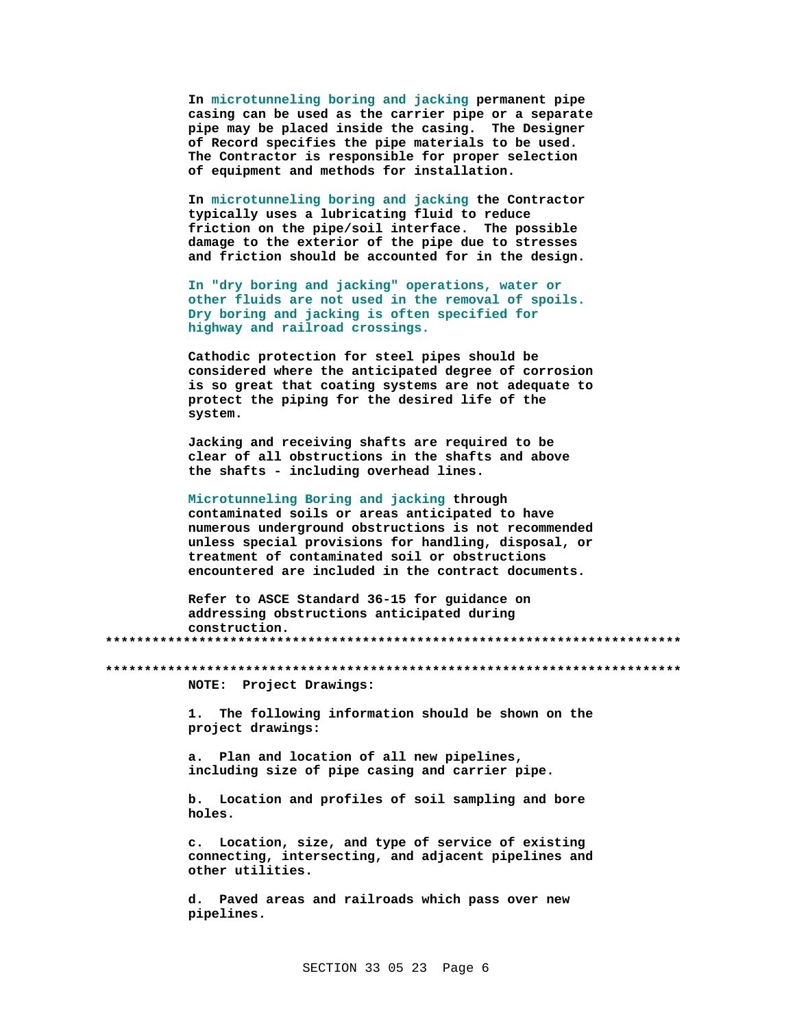In microtunneling boring and jacking permanent pipe casing can be used as the carrier pipe or a separate pipe may be placed inside the casing. The Designer of Record specifies the pipe materials to be used. The Contractor is responsible for proper selection of equipment and methods for installation.

In microtunneling boring and jacking the Contractor typically uses a lubricating fluid to reduce friction on the pipe/soil interface. The possible damage to the exterior of the pipe due to stresses and friction should be accounted for in the design.

In "dry boring and jacking" operations, water or other fluids are not used in the removal of spoils. Dry boring and jacking is often specified for highway and railroad crossings.

Cathodic protection for steel pipes should be considered where the anticipated degree of corrosion is so great that coating systems are not adequate to protect the piping for the desired life of the system.

Jacking and receiving shafts are required to be clear of all obstructions in the shafts and above the shafts - including overhead lines.

Microtunneling Boring and jacking through contaminated soils or areas anticipated to have numerous underground obstructions is not recommended unless special provisions for handling, disposal, or treatment of contaminated soil or obstructions encountered are included in the contract documents.

Refer to ASCE Standard 36-15 for guidance on addressing obstructions anticipated during construction.

**************************************************************************

**************************************************************************

NOTE: Project Drawings:

1. The following information should be shown on the project drawings:

a. Plan and location of all new pipelines, including size of pipe casing and carrier pipe.

b. Location and profiles of soil sampling and bore holes.

c. Location, size, and type of service of existing connecting, intersecting, and adjacent pipelines and other utilities.

d. Paved areas and railroads which pass over new pipelines.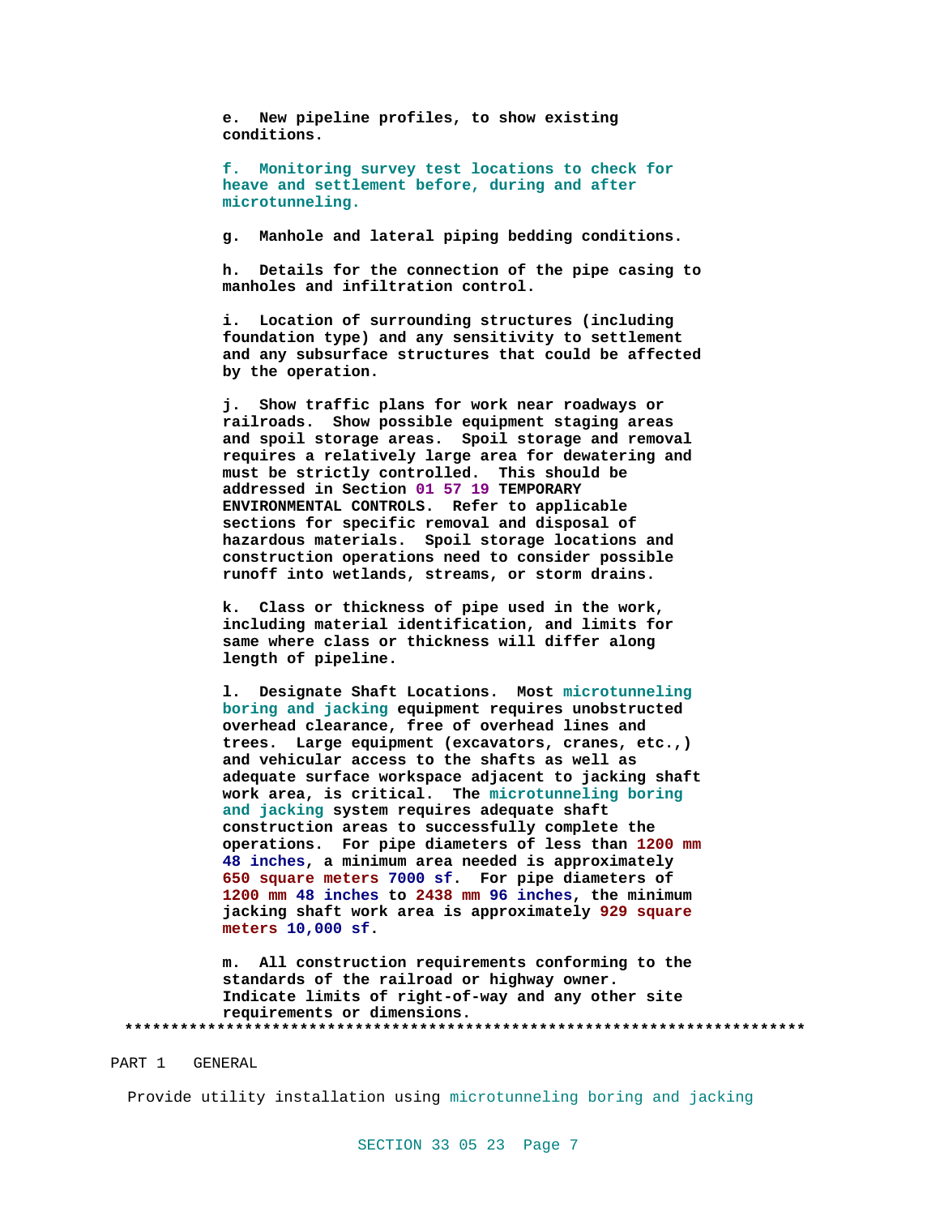**e. New pipeline profiles, to show existing conditions.**

**f. Monitoring survey test locations to check for heave and settlement before, during and after microtunneling.**

**g. Manhole and lateral piping bedding conditions.**

**h. Details for the connection of the pipe casing to manholes and infiltration control.**

**i. Location of surrounding structures (including foundation type) and any sensitivity to settlement and any subsurface structures that could be affected by the operation.**

**j. Show traffic plans for work near roadways or railroads. Show possible equipment staging areas and spoil storage areas. Spoil storage and removal requires a relatively large area for dewatering and must be strictly controlled. This should be addressed in Section 01 57 19 TEMPORARY ENVIRONMENTAL CONTROLS. Refer to applicable sections for specific removal and disposal of hazardous materials. Spoil storage locations and construction operations need to consider possible runoff into wetlands, streams, or storm drains.**

**k. Class or thickness of pipe used in the work, including material identification, and limits for same where class or thickness will differ along length of pipeline.**

**l. Designate Shaft Locations. Most microtunneling boring and jacking equipment requires unobstructed overhead clearance, free of overhead lines and trees. Large equipment (excavators, cranes, etc.,) and vehicular access to the shafts as well as adequate surface workspace adjacent to jacking shaft work area, is critical. The microtunneling boring and jacking system requires adequate shaft construction areas to successfully complete the operations. For pipe diameters of less than 1200 mm 48 inches, a minimum area needed is approximately 650 square meters 7000 sf. For pipe diameters of 1200 mm 48 inches to 2438 mm 96 inches, the minimum jacking shaft work area is approximately 929 square meters 10,000 sf.**

**m. All construction requirements conforming to the standards of the railroad or highway owner. Indicate limits of right-of-way and any other site requirements or dimensions.**

**************************************************************************

# PART 1 GENERAL

Provide utility installation using microtunneling boring and jacking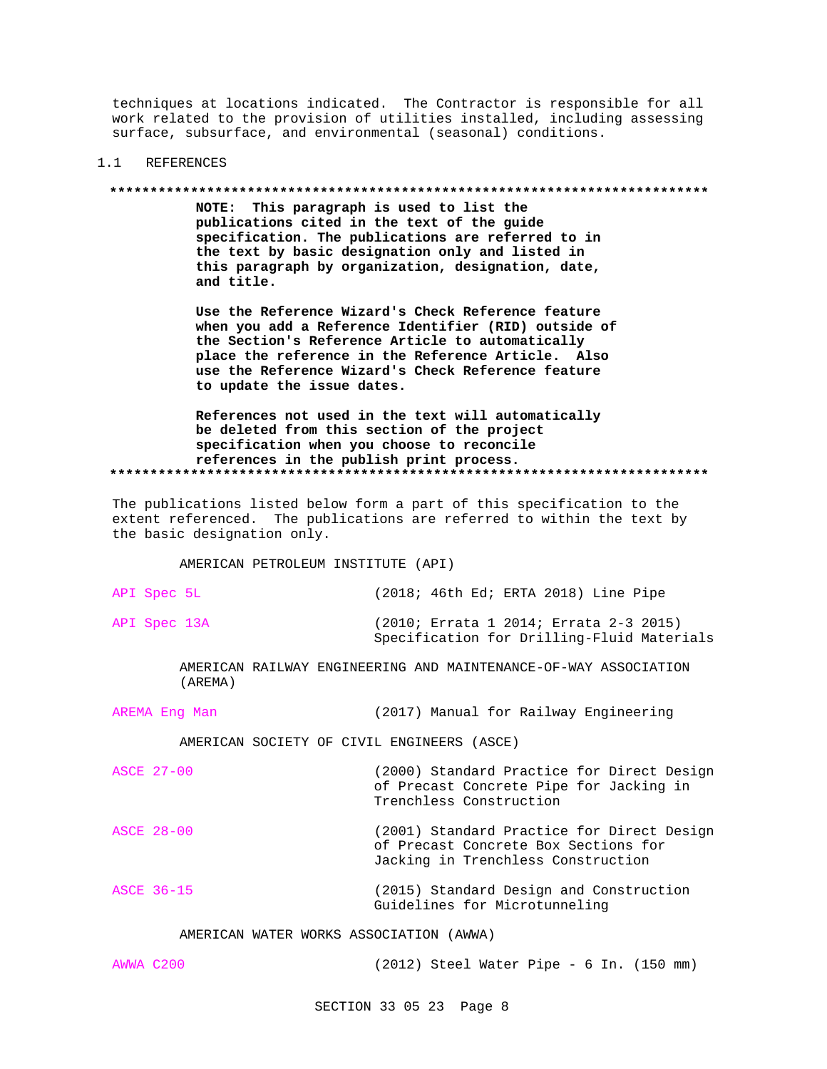techniques at locations indicated. The Contractor is responsible for all work related to the provision of utilities installed, including assessing surface, subsurface, and environmental (seasonal) conditions.

## 1.1 REFERENCES

**************************************************************************

**NOTE: This paragraph is used to list the publications cited in the text of the guide specification. The publications are referred to in the text by basic designation only and listed in this paragraph by organization, designation, date, and title.**

**Use the Reference Wizard's Check Reference feature when you add a Reference Identifier (RID) outside of the Section's Reference Article to automatically place the reference in the Reference Article. Also use the Reference Wizard's Check Reference feature to update the issue dates.**

**References not used in the text will automatically be deleted from this section of the project specification when you choose to reconcile references in the publish print process.**

**************************************************************************

The publications listed below form a part of this specification to the extent referenced. The publications are referred to within the text by the basic designation only.

AMERICAN PETROLEUM INSTITUTE (API)

| | |
|---|---|
| API Spec 5L | (2018; 46th Ed; ERTA 2018) Line Pipe |
| API Spec 13A | (2010; Errata 1 2014; Errata 2-3 2015) Specification for Drilling-Fluid Materials |

AMERICAN RAILWAY ENGINEERING AND MAINTENANCE-OF-WAY ASSOCIATION (AREMA)

| | |
|---|---|
| AREMA Eng Man | (2017) Manual for Railway Engineering |

AMERICAN SOCIETY OF CIVIL ENGINEERS (ASCE)

| | |
|---|---|
| ASCE 27-00 | (2000) Standard Practice for Direct Design of Precast Concrete Pipe for Jacking in Trenchless Construction |
| ASCE 28-00 | (2001) Standard Practice for Direct Design of Precast Concrete Box Sections for Jacking in Trenchless Construction |
| ASCE 36-15 | (2015) Standard Design and Construction Guidelines for Microtunneling |

AMERICAN WATER WORKS ASSOCIATION (AWWA)

| | |
|---|---|
| AWWA C200 | (2012) Steel Water Pipe - 6 In. (150 mm) |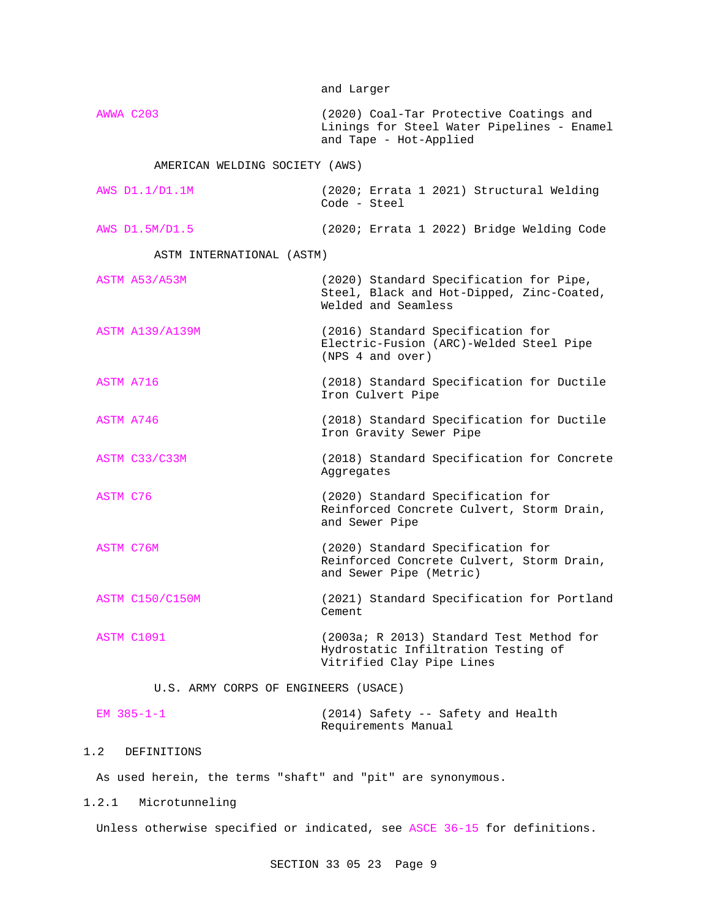and Larger

| | |
|---|---|
| AWWA C203 | (2020) Coal-Tar Protective Coatings and Linings for Steel Water Pipelines - Enamel and Tape - Hot-Applied |

AMERICAN WELDING SOCIETY (AWS)

| | |
|---|---|
| AWS D1.1/D1.1M | (2020; Errata 1 2021) Structural Welding Code - Steel |
| AWS D1.5M/D1.5 | (2020; Errata 1 2022) Bridge Welding Code |

ASTM INTERNATIONAL (ASTM)

| | |
|---|---|
| ASTM A53/A53M | (2020) Standard Specification for Pipe, Steel, Black and Hot-Dipped, Zinc-Coated, Welded and Seamless |
| ASTM A139/A139M | (2016) Standard Specification for Electric-Fusion (ARC)-Welded Steel Pipe (NPS 4 and over) |
| ASTM A716 | (2018) Standard Specification for Ductile Iron Culvert Pipe |
| ASTM A746 | (2018) Standard Specification for Ductile Iron Gravity Sewer Pipe |
| ASTM C33/C33M | (2018) Standard Specification for Concrete Aggregates |
| ASTM C76 | (2020) Standard Specification for Reinforced Concrete Culvert, Storm Drain, and Sewer Pipe |
| ASTM C76M | (2020) Standard Specification for Reinforced Concrete Culvert, Storm Drain, and Sewer Pipe (Metric) |
| ASTM C150/C150M | (2021) Standard Specification for Portland Cement |
| ASTM C1091 | (2003a; R 2013) Standard Test Method for Hydrostatic Infiltration Testing of Vitrified Clay Pipe Lines |

U.S. ARMY CORPS OF ENGINEERS (USACE)

| | |
|---|---|
| EM 385-1-1 | (2014) Safety -- Safety and Health Requirements Manual |

## 1.2 DEFINITIONS

As used herein, the terms "shaft" and "pit" are synonymous.

### 1.2.1 Microtunneling

Unless otherwise specified or indicated, see ASCE 36-15 for definitions.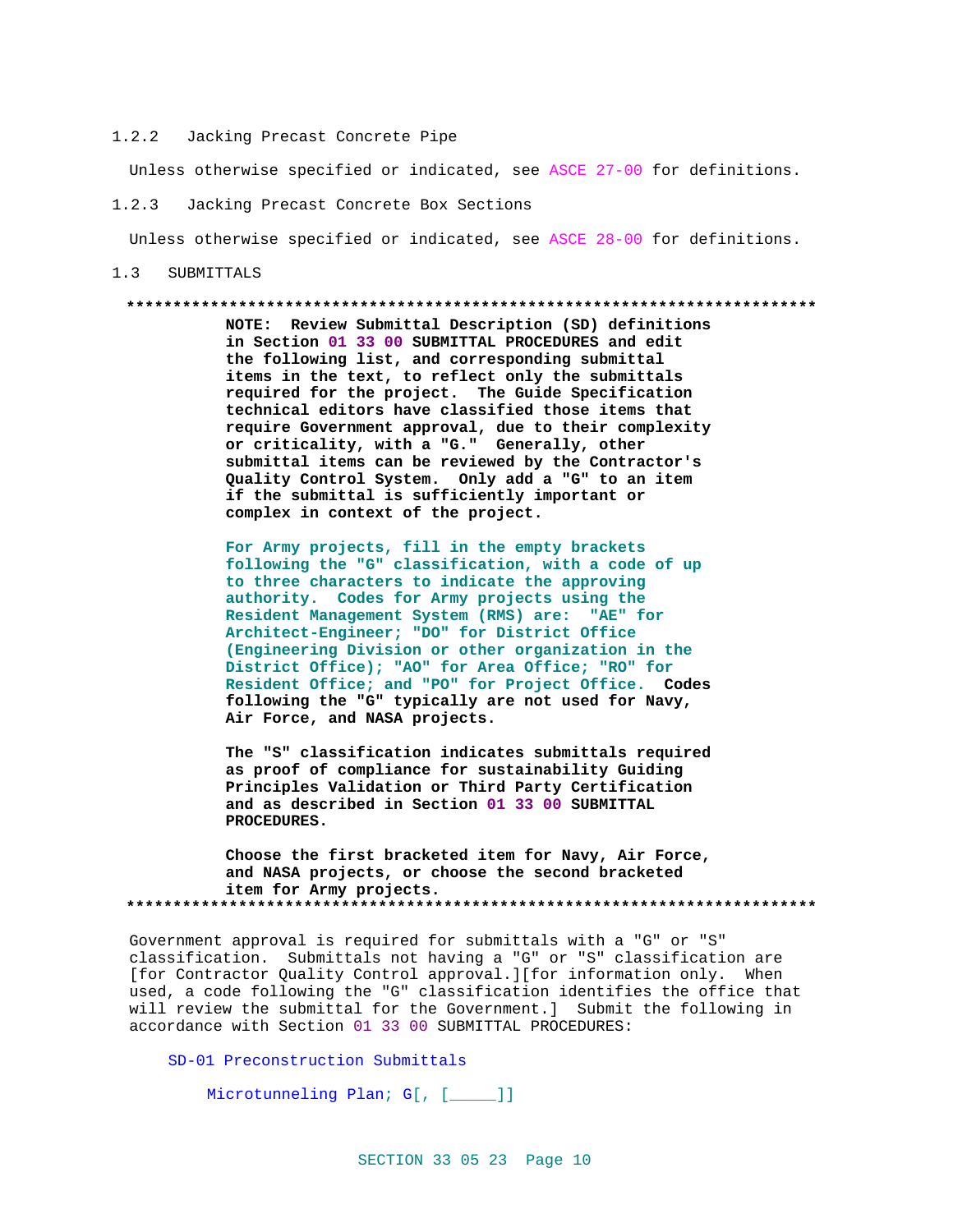### 1.2.2 Jacking Precast Concrete Pipe

Unless otherwise specified or indicated, see ASCE 27-00 for definitions.

### 1.2.3 Jacking Precast Concrete Box Sections

Unless otherwise specified or indicated, see ASCE 28-00 for definitions.

## 1.3 SUBMITTALS

**************************************************************************

**NOTE: Review Submittal Description (SD) definitions in Section 01 33 00 SUBMITTAL PROCEDURES and edit the following list, and corresponding submittal items in the text, to reflect only the submittals required for the project. The Guide Specification technical editors have classified those items that require Government approval, due to their complexity or criticality, with a "G." Generally, other submittal items can be reviewed by the Contractor's Quality Control System. Only add a "G" to an item if the submittal is sufficiently important or complex in context of the project.**

**For Army projects, fill in the empty brackets following the "G" classification, with a code of up to three characters to indicate the approving authority. Codes for Army projects using the Resident Management System (RMS) are: "AE" for Architect-Engineer; "DO" for District Office (Engineering Division or other organization in the District Office); "AO" for Area Office; "RO" for Resident Office; and "PO" for Project Office. Codes following the "G" typically are not used for Navy, Air Force, and NASA projects.**

**The "S" classification indicates submittals required as proof of compliance for sustainability Guiding Principles Validation or Third Party Certification and as described in Section 01 33 00 SUBMITTAL PROCEDURES.**

**Choose the first bracketed item for Navy, Air Force, and NASA projects, or choose the second bracketed item for Army projects.**

**************************************************************************

Government approval is required for submittals with a "G" or "S" classification. Submittals not having a "G" or "S" classification are [for Contractor Quality Control approval.][for information only. When used, a code following the "G" classification identifies the office that will review the submittal for the Government.] Submit the following in accordance with Section 01 33 00 SUBMITTAL PROCEDURES:

SD-01 Preconstruction Submittals

Microtunneling Plan; G[, [_____]]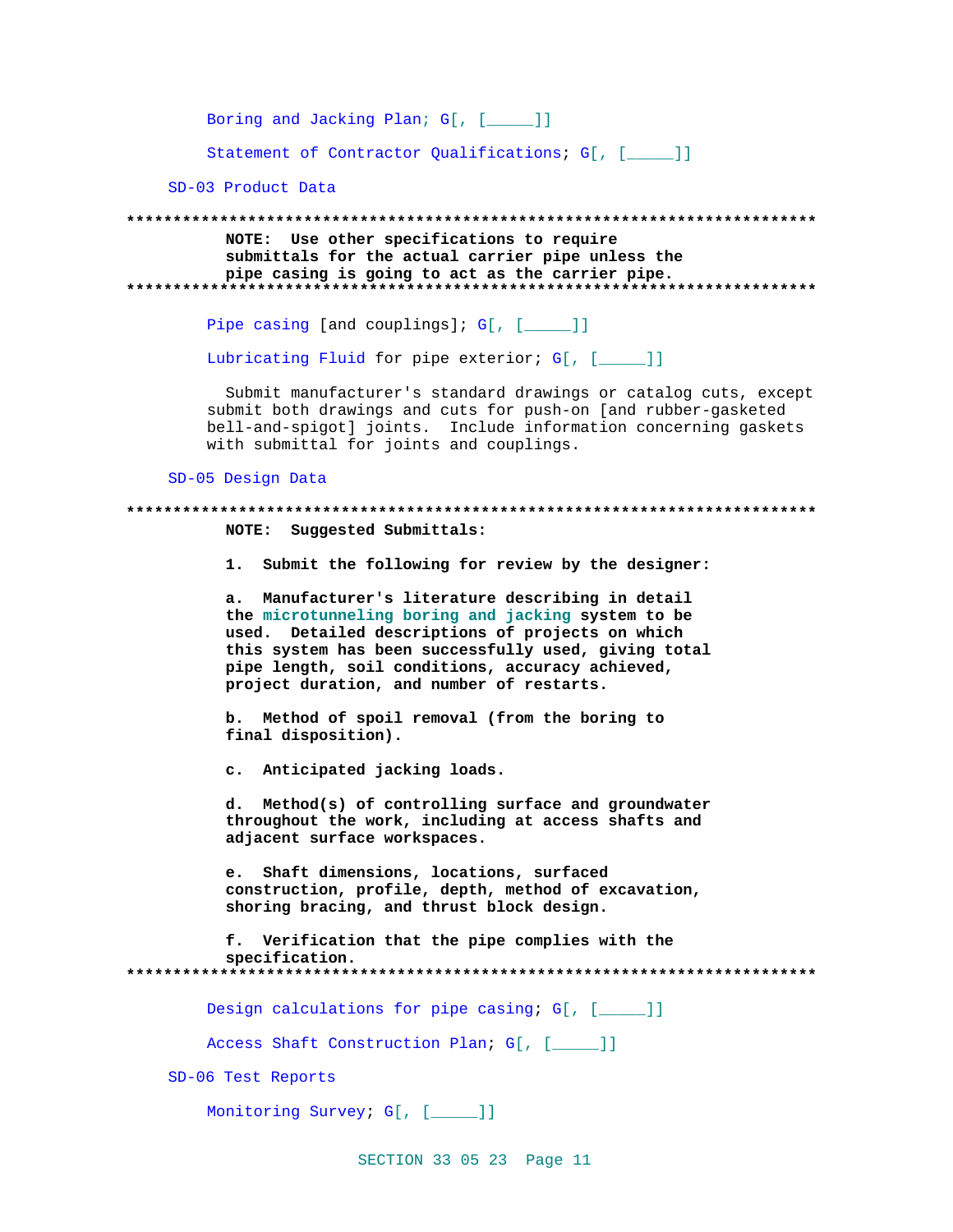Boring and Jacking Plan; G[, [_____]]

Statement of Contractor Qualifications; G[, [_____]]

SD-03 Product Data

**************************************************************************

**NOTE: Use other specifications to require submittals for the actual carrier pipe unless the pipe casing is going to act as the carrier pipe.**

**************************************************************************

Pipe casing [and couplings]; G[, [_____]]

Lubricating Fluid for pipe exterior; G[, [_____]]

Submit manufacturer's standard drawings or catalog cuts, except submit both drawings and cuts for push-on [and rubber-gasketed bell-and-spigot] joints. Include information concerning gaskets with submittal for joints and couplings.

SD-05 Design Data

**************************************************************************

**NOTE: Suggested Submittals:**

**1. Submit the following for review by the designer:**

**a. Manufacturer's literature describing in detail the microtunneling boring and jacking system to be used. Detailed descriptions of projects on which this system has been successfully used, giving total pipe length, soil conditions, accuracy achieved, project duration, and number of restarts.**

**b. Method of spoil removal (from the boring to final disposition).**

**c. Anticipated jacking loads.**

**d. Method(s) of controlling surface and groundwater throughout the work, including at access shafts and adjacent surface workspaces.**

**e. Shaft dimensions, locations, surfaced construction, profile, depth, method of excavation, shoring bracing, and thrust block design.**

**f. Verification that the pipe complies with the specification.**

**************************************************************************

Design calculations for pipe casing; G[, [_____]]

Access Shaft Construction Plan; G[, [_____]]

SD-06 Test Reports

Monitoring Survey; G[, [_____]]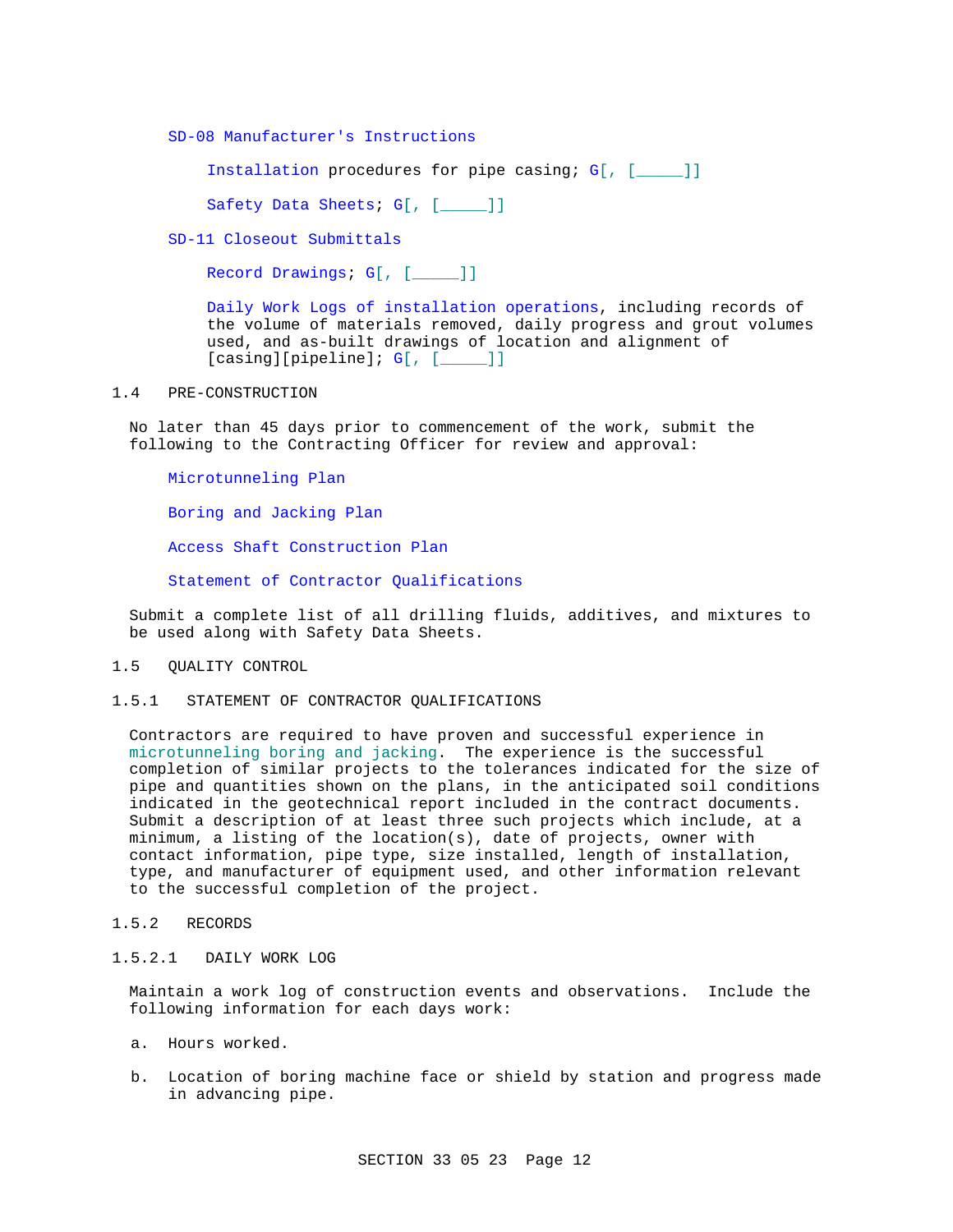SD-08 Manufacturer's Instructions

Installation procedures for pipe casing; G[, [_____]]

Safety Data Sheets; G[, [_____]]

SD-11 Closeout Submittals

Record Drawings; G[, [_____]]

Daily Work Logs of installation operations, including records of the volume of materials removed, daily progress and grout volumes used, and as-built drawings of location and alignment of [casing][pipeline]; G[, [_____]]

## 1.4 PRE-CONSTRUCTION

No later than 45 days prior to commencement of the work, submit the following to the Contracting Officer for review and approval:

Microtunneling Plan

Boring and Jacking Plan

Access Shaft Construction Plan

Statement of Contractor Qualifications

Submit a complete list of all drilling fluids, additives, and mixtures to be used along with Safety Data Sheets.

## 1.5 QUALITY CONTROL

### 1.5.1 STATEMENT OF CONTRACTOR QUALIFICATIONS

Contractors are required to have proven and successful experience in microtunneling boring and jacking. The experience is the successful completion of similar projects to the tolerances indicated for the size of pipe and quantities shown on the plans, in the anticipated soil conditions indicated in the geotechnical report included in the contract documents. Submit a description of at least three such projects which include, at a minimum, a listing of the location(s), date of projects, owner with contact information, pipe type, size installed, length of installation, type, and manufacturer of equipment used, and other information relevant to the successful completion of the project.

### 1.5.2 RECORDS

#### 1.5.2.1 DAILY WORK LOG

Maintain a work log of construction events and observations. Include the following information for each days work:

a. Hours worked.

b. Location of boring machine face or shield by station and progress made in advancing pipe.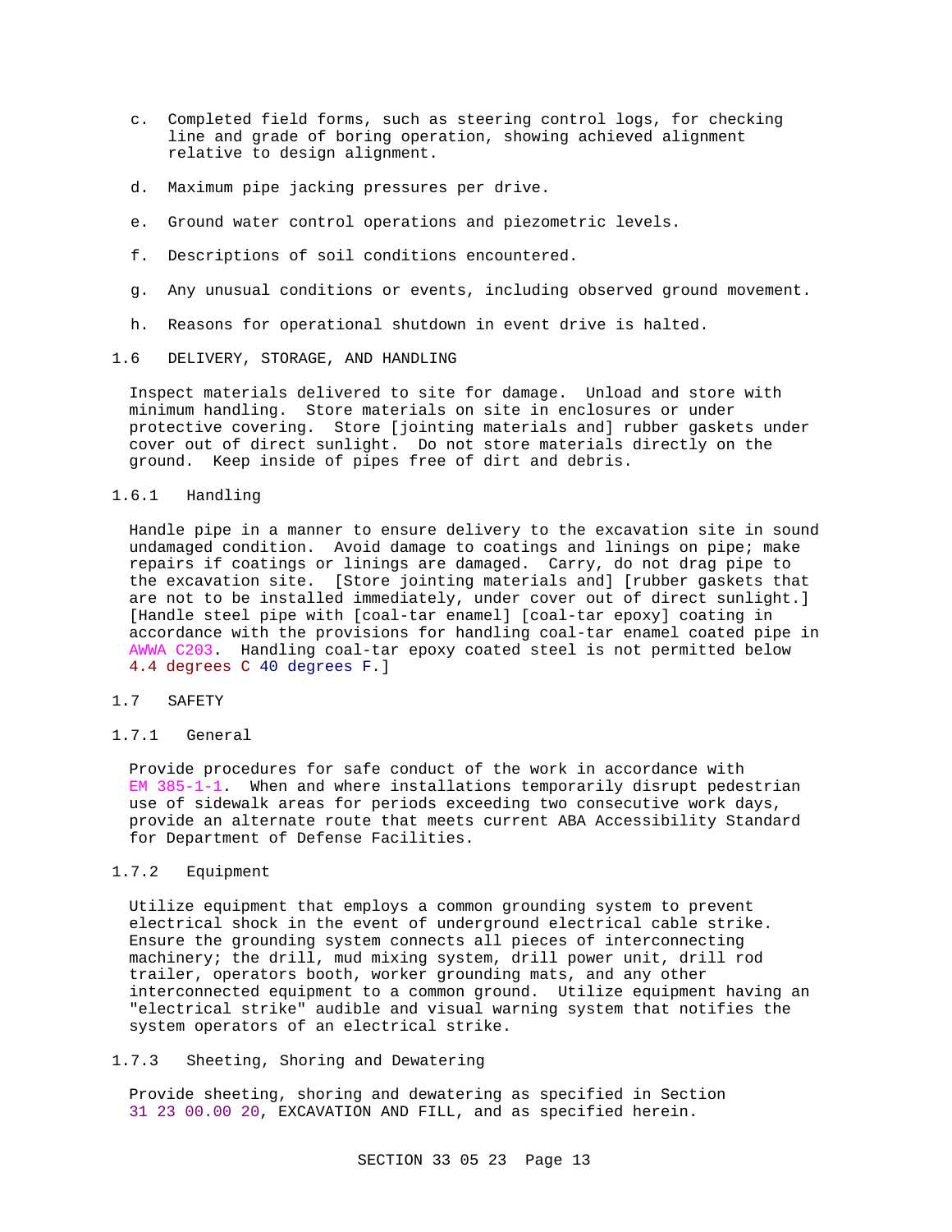c. Completed field forms, such as steering control logs, for checking line and grade of boring operation, showing achieved alignment relative to design alignment.

d. Maximum pipe jacking pressures per drive.

e. Ground water control operations and piezometric levels.

f. Descriptions of soil conditions encountered.

g. Any unusual conditions or events, including observed ground movement.

h. Reasons for operational shutdown in event drive is halted.

## 1.6 DELIVERY, STORAGE, AND HANDLING

Inspect materials delivered to site for damage. Unload and store with minimum handling. Store materials on site in enclosures or under protective covering. Store [jointing materials and] rubber gaskets under cover out of direct sunlight. Do not store materials directly on the ground. Keep inside of pipes free of dirt and debris.

### 1.6.1 Handling

Handle pipe in a manner to ensure delivery to the excavation site in sound undamaged condition. Avoid damage to coatings and linings on pipe; make repairs if coatings or linings are damaged. Carry, do not drag pipe to the excavation site. [Store jointing materials and] [rubber gaskets that are not to be installed immediately, under cover out of direct sunlight.] [Handle steel pipe with [coal-tar enamel] [coal-tar epoxy] coating in accordance with the provisions for handling coal-tar enamel coated pipe in AWWA C203. Handling coal-tar epoxy coated steel is not permitted below 4.4 degrees C 40 degrees F.]

## 1.7 SAFETY

### 1.7.1 General

Provide procedures for safe conduct of the work in accordance with EM 385-1-1. When and where installations temporarily disrupt pedestrian use of sidewalk areas for periods exceeding two consecutive work days, provide an alternate route that meets current ABA Accessibility Standard for Department of Defense Facilities.

### 1.7.2 Equipment

Utilize equipment that employs a common grounding system to prevent electrical shock in the event of underground electrical cable strike. Ensure the grounding system connects all pieces of interconnecting machinery; the drill, mud mixing system, drill power unit, drill rod trailer, operators booth, worker grounding mats, and any other interconnected equipment to a common ground. Utilize equipment having an "electrical strike" audible and visual warning system that notifies the system operators of an electrical strike.

### 1.7.3 Sheeting, Shoring and Dewatering

Provide sheeting, shoring and dewatering as specified in Section 31 23 00.00 20, EXCAVATION AND FILL, and as specified herein.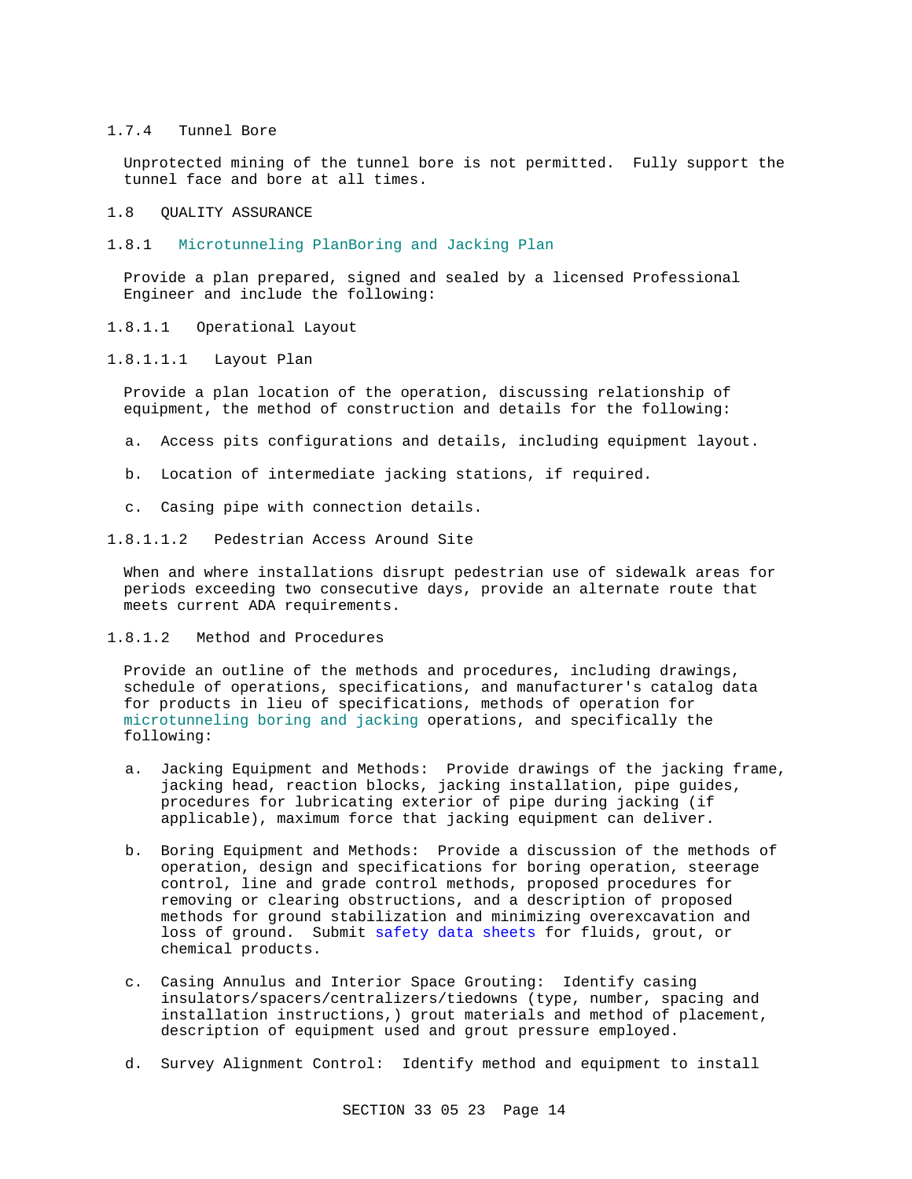#### 1.7.4 Tunnel Bore

Unprotected mining of the tunnel bore is not permitted. Fully support the tunnel face and bore at all times.

## 1.8 QUALITY ASSURANCE

### 1.8.1 Microtunneling PlanBoring and Jacking Plan

Provide a plan prepared, signed and sealed by a licensed Professional Engineer and include the following:

#### 1.8.1.1 Operational Layout

##### 1.8.1.1.1 Layout Plan

Provide a plan location of the operation, discussing relationship of equipment, the method of construction and details for the following:

a. Access pits configurations and details, including equipment layout.

b. Location of intermediate jacking stations, if required.

c. Casing pipe with connection details.

##### 1.8.1.1.2 Pedestrian Access Around Site

When and where installations disrupt pedestrian use of sidewalk areas for periods exceeding two consecutive days, provide an alternate route that meets current ADA requirements.

#### 1.8.1.2 Method and Procedures

Provide an outline of the methods and procedures, including drawings, schedule of operations, specifications, and manufacturer's catalog data for products in lieu of specifications, methods of operation for microtunneling boring and jacking operations, and specifically the following:

a. Jacking Equipment and Methods: Provide drawings of the jacking frame, jacking head, reaction blocks, jacking installation, pipe guides, procedures for lubricating exterior of pipe during jacking (if applicable), maximum force that jacking equipment can deliver.

b. Boring Equipment and Methods: Provide a discussion of the methods of operation, design and specifications for boring operation, steerage control, line and grade control methods, proposed procedures for removing or clearing obstructions, and a description of proposed methods for ground stabilization and minimizing overexcavation and loss of ground. Submit safety data sheets for fluids, grout, or chemical products.

c. Casing Annulus and Interior Space Grouting: Identify casing insulators/spacers/centralizers/tiedowns (type, number, spacing and installation instructions,) grout materials and method of placement, description of equipment used and grout pressure employed.

d. Survey Alignment Control: Identify method and equipment to install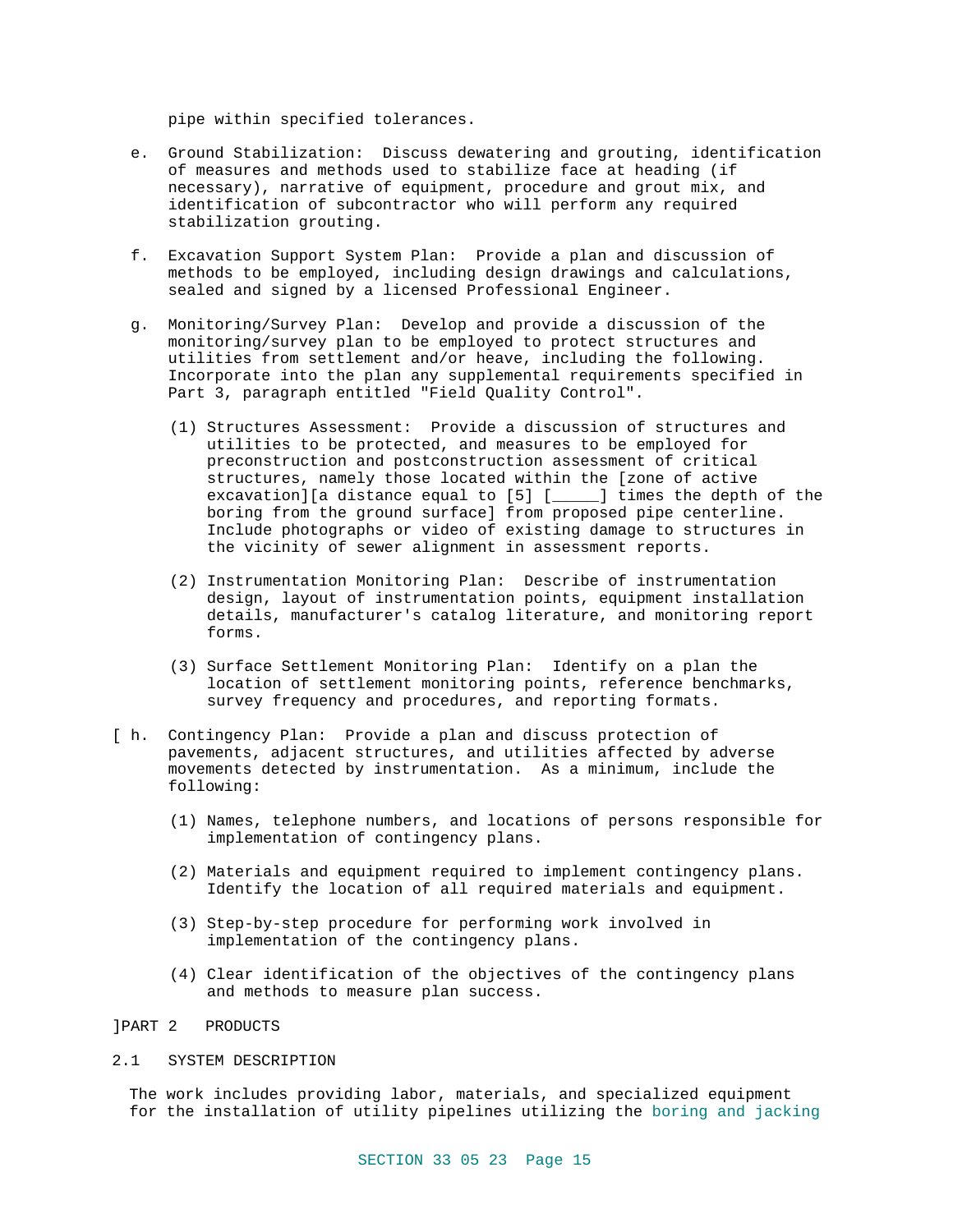pipe within specified tolerances.

e. Ground Stabilization: Discuss dewatering and grouting, identification of measures and methods used to stabilize face at heading (if necessary), narrative of equipment, procedure and grout mix, and identification of subcontractor who will perform any required stabilization grouting.

f. Excavation Support System Plan: Provide a plan and discussion of methods to be employed, including design drawings and calculations, sealed and signed by a licensed Professional Engineer.

g. Monitoring/Survey Plan: Develop and provide a discussion of the monitoring/survey plan to be employed to protect structures and utilities from settlement and/or heave, including the following. Incorporate into the plan any supplemental requirements specified in Part 3, paragraph entitled "Field Quality Control".

   (1) Structures Assessment: Provide a discussion of structures and utilities to be protected, and measures to be employed for preconstruction and postconstruction assessment of critical structures, namely those located within the [zone of active excavation][a distance equal to [5] [_____] times the depth of the boring from the ground surface] from proposed pipe centerline. Include photographs or video of existing damage to structures in the vicinity of sewer alignment in assessment reports.

   (2) Instrumentation Monitoring Plan: Describe of instrumentation design, layout of instrumentation points, equipment installation details, manufacturer's catalog literature, and monitoring report forms.

   (3) Surface Settlement Monitoring Plan: Identify on a plan the location of settlement monitoring points, reference benchmarks, survey frequency and procedures, and reporting formats.

[ h. Contingency Plan: Provide a plan and discuss protection of pavements, adjacent structures, and utilities affected by adverse movements detected by instrumentation. As a minimum, include the following:

   (1) Names, telephone numbers, and locations of persons responsible for implementation of contingency plans.

   (2) Materials and equipment required to implement contingency plans. Identify the location of all required materials and equipment.

   (3) Step-by-step procedure for performing work involved in implementation of the contingency plans.

   (4) Clear identification of the objectives of the contingency plans and methods to measure plan success.

]PART 2 PRODUCTS

## 2.1 SYSTEM DESCRIPTION

The work includes providing labor, materials, and specialized equipment for the installation of utility pipelines utilizing the boring and jacking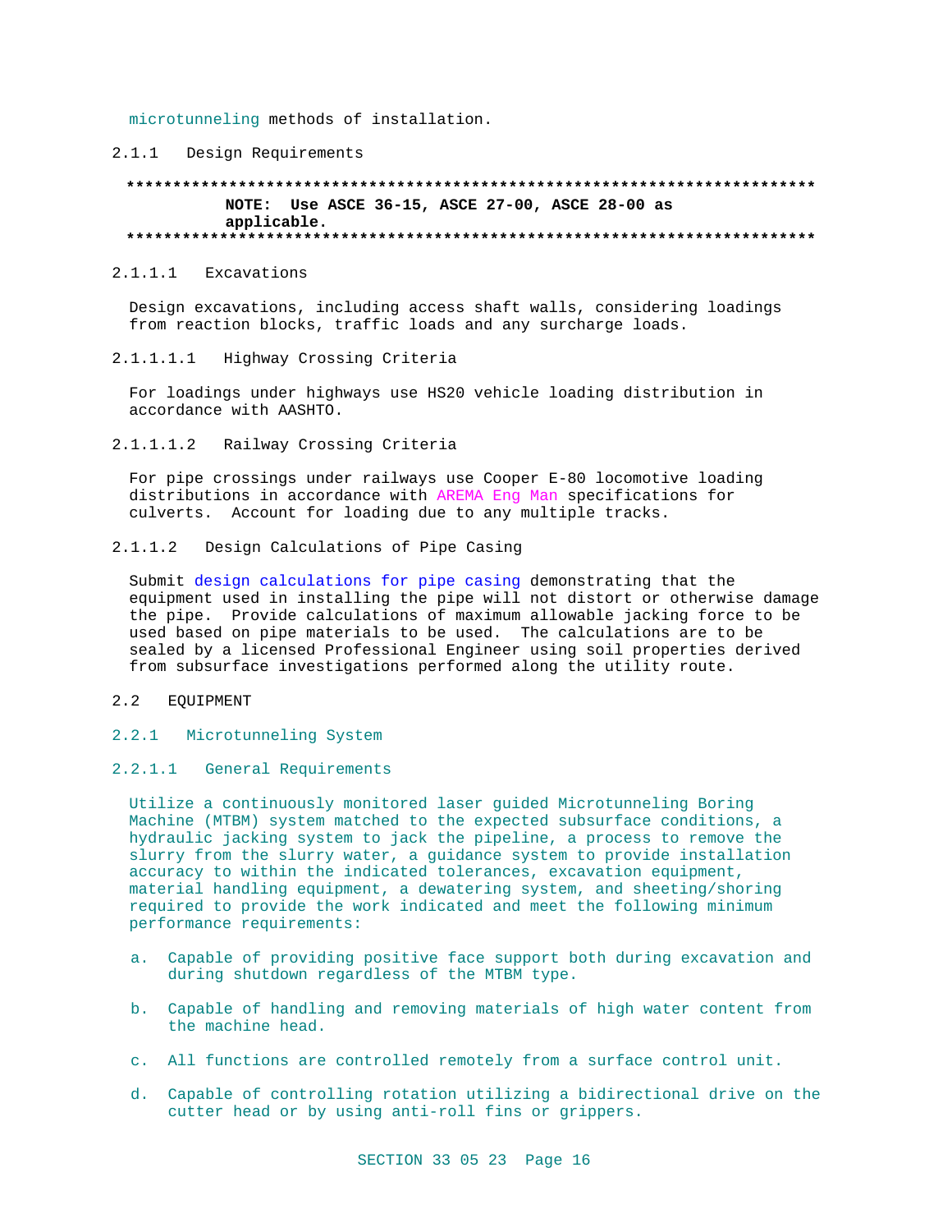microtunneling methods of installation.

#### 2.1.1 Design Requirements

```
**************************************************************************
          NOTE:  Use ASCE 36-15, ASCE 27-00, ASCE 28-00 as
          applicable.
**************************************************************************
```

##### 2.1.1.1 Excavations

Design excavations, including access shaft walls, considering loadings from reaction blocks, traffic loads and any surcharge loads.

###### 2.1.1.1.1 Highway Crossing Criteria

For loadings under highways use HS20 vehicle loading distribution in accordance with AASHTO.

###### 2.1.1.1.2 Railway Crossing Criteria

For pipe crossings under railways use Cooper E-80 locomotive loading distributions in accordance with AREMA Eng Man specifications for culverts. Account for loading due to any multiple tracks.

##### 2.1.1.2 Design Calculations of Pipe Casing

Submit design calculations for pipe casing demonstrating that the equipment used in installing the pipe will not distort or otherwise damage the pipe. Provide calculations of maximum allowable jacking force to be used based on pipe materials to be used. The calculations are to be sealed by a licensed Professional Engineer using soil properties derived from subsurface investigations performed along the utility route.

### 2.2 EQUIPMENT

#### 2.2.1 Microtunneling System

##### 2.2.1.1 General Requirements

Utilize a continuously monitored laser guided Microtunneling Boring Machine (MTBM) system matched to the expected subsurface conditions, a hydraulic jacking system to jack the pipeline, a process to remove the slurry from the slurry water, a guidance system to provide installation accuracy to within the indicated tolerances, excavation equipment, material handling equipment, a dewatering system, and sheeting/shoring required to provide the work indicated and meet the following minimum performance requirements:

a. Capable of providing positive face support both during excavation and during shutdown regardless of the MTBM type.

b. Capable of handling and removing materials of high water content from the machine head.

c. All functions are controlled remotely from a surface control unit.

d. Capable of controlling rotation utilizing a bidirectional drive on the cutter head or by using anti-roll fins or grippers.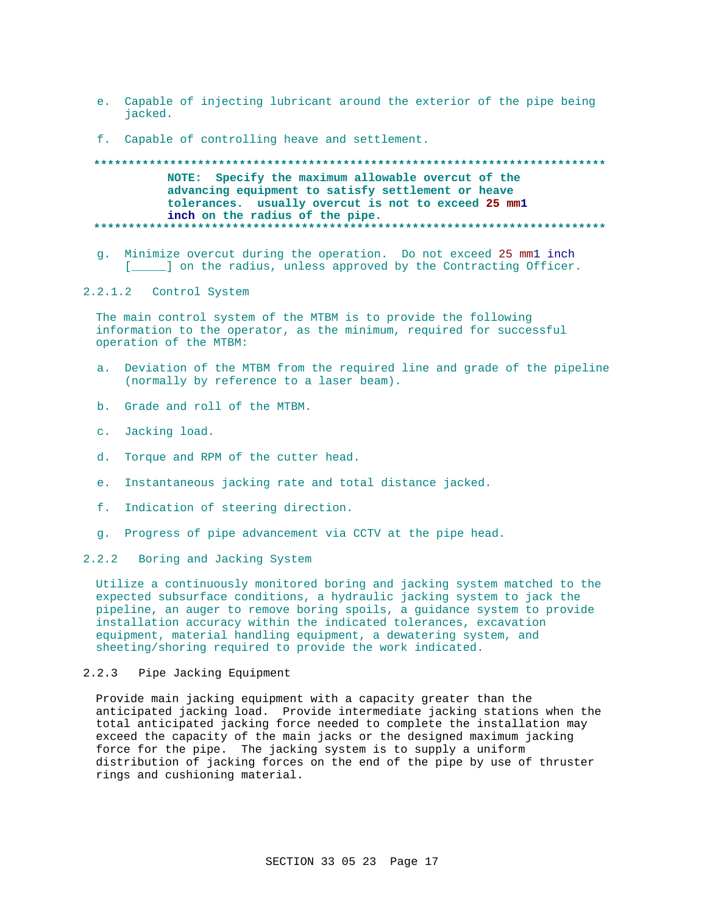e. Capable of injecting lubricant around the exterior of the pipe being jacked.

f. Capable of controlling heave and settlement.

**************************************************************************

**NOTE: Specify the maximum allowable overcut of the advancing equipment to satisfy settlement or heave tolerances. usually overcut is not to exceed 25 mm1 inch on the radius of the pipe.**

**************************************************************************

g. Minimize overcut during the operation. Do not exceed 25 mm1 inch [_____] on the radius, unless approved by the Contracting Officer.

#### 2.2.1.2 Control System

The main control system of the MTBM is to provide the following information to the operator, as the minimum, required for successful operation of the MTBM:

a. Deviation of the MTBM from the required line and grade of the pipeline (normally by reference to a laser beam).

b. Grade and roll of the MTBM.

c. Jacking load.

d. Torque and RPM of the cutter head.

e. Instantaneous jacking rate and total distance jacked.

f. Indication of steering direction.

g. Progress of pipe advancement via CCTV at the pipe head.

### 2.2.2 Boring and Jacking System

Utilize a continuously monitored boring and jacking system matched to the expected subsurface conditions, a hydraulic jacking system to jack the pipeline, an auger to remove boring spoils, a guidance system to provide installation accuracy within the indicated tolerances, excavation equipment, material handling equipment, a dewatering system, and sheeting/shoring required to provide the work indicated.

### 2.2.3 Pipe Jacking Equipment

Provide main jacking equipment with a capacity greater than the anticipated jacking load. Provide intermediate jacking stations when the total anticipated jacking force needed to complete the installation may exceed the capacity of the main jacks or the designed maximum jacking force for the pipe. The jacking system is to supply a uniform distribution of jacking forces on the end of the pipe by use of thruster rings and cushioning material.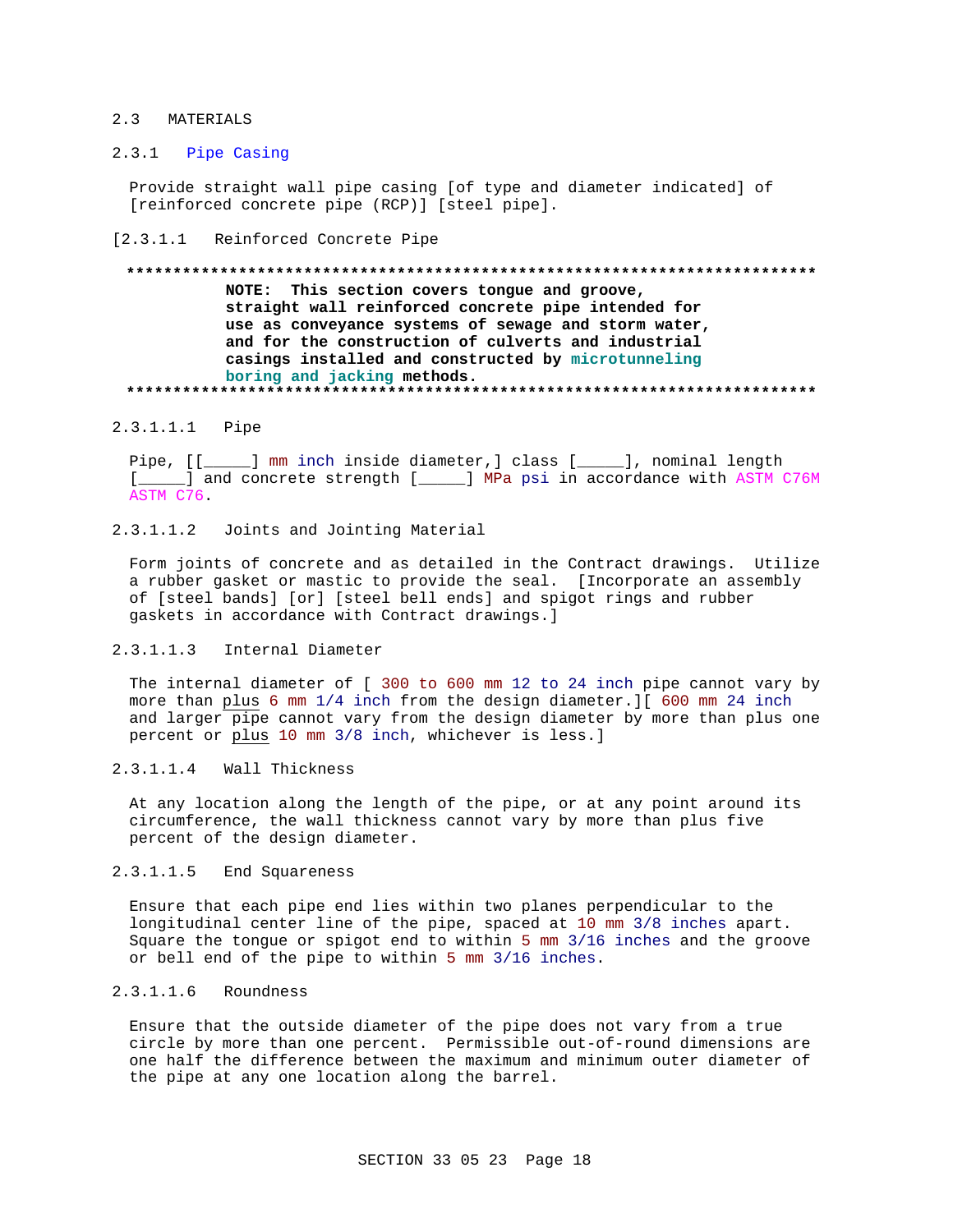## 2.3 MATERIALS

### 2.3.1 Pipe Casing

Provide straight wall pipe casing [of type and diameter indicated] of [reinforced concrete pipe (RCP)] [steel pipe].

### [2.3.1.1 Reinforced Concrete Pipe

**************************************************************************

**NOTE: This section covers tongue and groove, straight wall reinforced concrete pipe intended for use as conveyance systems of sewage and storm water, and for the construction of culverts and industrial casings installed and constructed by microtunneling boring and jacking methods.**

**************************************************************************

#### 2.3.1.1.1 Pipe

Pipe, [[_____] mm inch inside diameter,] class [_____], nominal length [_____] and concrete strength [_____] MPa psi in accordance with ASTM C76M ASTM C76.

#### 2.3.1.1.2 Joints and Jointing Material

Form joints of concrete and as detailed in the Contract drawings. Utilize a rubber gasket or mastic to provide the seal. [Incorporate an assembly of [steel bands] [or] [steel bell ends] and spigot rings and rubber gaskets in accordance with Contract drawings.]

#### 2.3.1.1.3 Internal Diameter

The internal diameter of [ 300 to 600 mm 12 to 24 inch pipe cannot vary by more than plus 6 mm 1/4 inch from the design diameter.][ 600 mm 24 inch and larger pipe cannot vary from the design diameter by more than plus one percent or plus 10 mm 3/8 inch, whichever is less.]

#### 2.3.1.1.4 Wall Thickness

At any location along the length of the pipe, or at any point around its circumference, the wall thickness cannot vary by more than plus five percent of the design diameter.

#### 2.3.1.1.5 End Squareness

Ensure that each pipe end lies within two planes perpendicular to the longitudinal center line of the pipe, spaced at 10 mm 3/8 inches apart. Square the tongue or spigot end to within 5 mm 3/16 inches and the groove or bell end of the pipe to within 5 mm 3/16 inches.

#### 2.3.1.1.6 Roundness

Ensure that the outside diameter of the pipe does not vary from a true circle by more than one percent. Permissible out-of-round dimensions are one half the difference between the maximum and minimum outer diameter of the pipe at any one location along the barrel.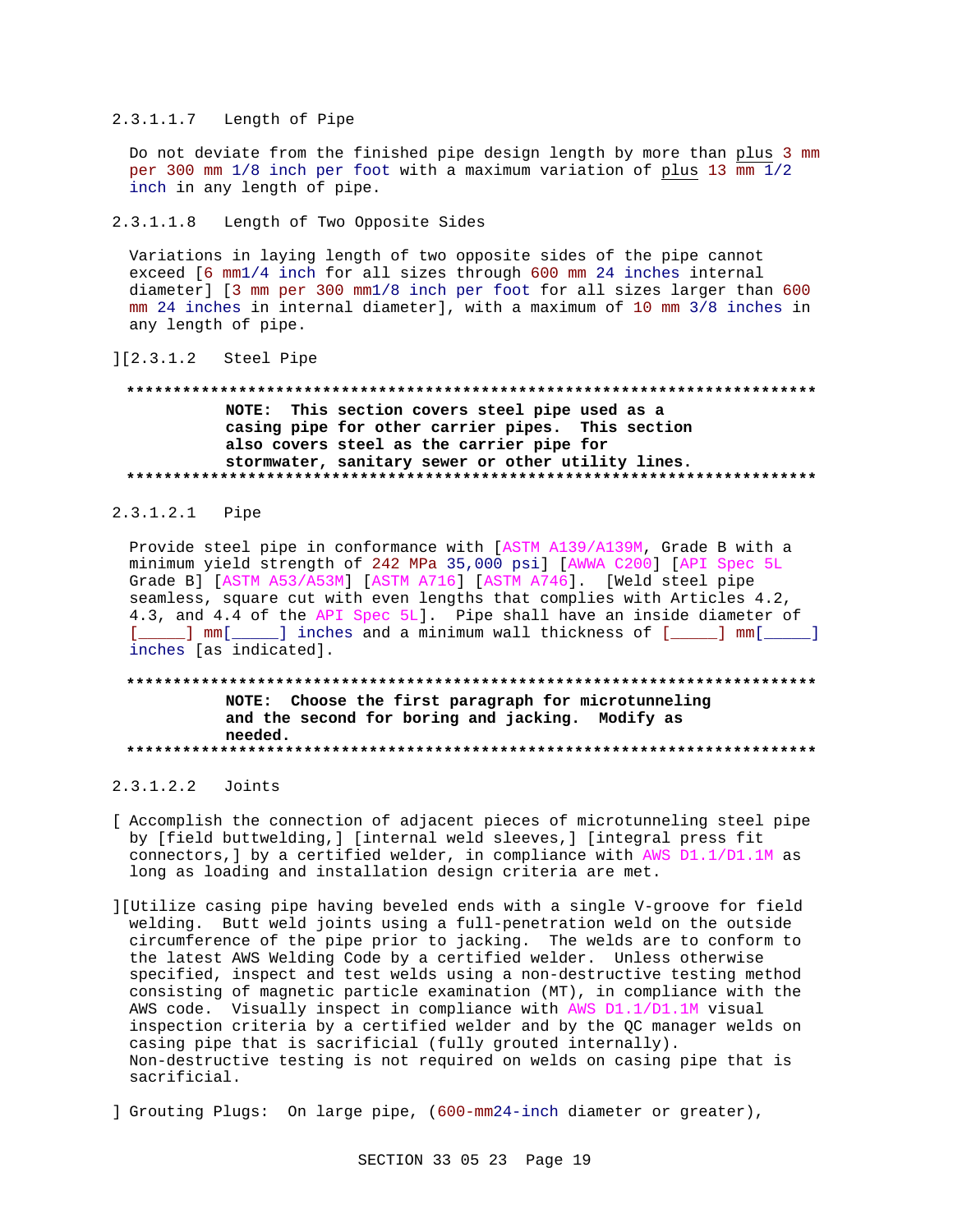#### 2.3.1.1.7 Length of Pipe

Do not deviate from the finished pipe design length by more than plus 3 mm per 300 mm 1/8 inch per foot with a maximum variation of plus 13 mm 1/2 inch in any length of pipe.

#### 2.3.1.1.8 Length of Two Opposite Sides

Variations in laying length of two opposite sides of the pipe cannot exceed [6 mm1/4 inch for all sizes through 600 mm 24 inches internal diameter] [3 mm per 300 mm1/8 inch per foot for all sizes larger than 600 mm 24 inches in internal diameter], with a maximum of 10 mm 3/8 inches in any length of pipe.

][2.3.1.2 Steel Pipe

**************************************************************************

**NOTE: This section covers steel pipe used as a casing pipe for other carrier pipes. This section also covers steel as the carrier pipe for stormwater, sanitary sewer or other utility lines.**

**************************************************************************

#### 2.3.1.2.1 Pipe

Provide steel pipe in conformance with [ASTM A139/A139M, Grade B with a minimum yield strength of 242 MPa 35,000 psi] [AWWA C200] [API Spec 5L Grade B] [ASTM A53/A53M] [ASTM A716] [ASTM A746]. [Weld steel pipe seamless, square cut with even lengths that complies with Articles 4.2, 4.3, and 4.4 of the API Spec 5L]. Pipe shall have an inside diameter of [_____] mm[_____] inches and a minimum wall thickness of [_____] mm[_____] inches [as indicated].

**************************************************************************

**NOTE: Choose the first paragraph for microtunneling and the second for boring and jacking. Modify as needed.**

**************************************************************************

#### 2.3.1.2.2 Joints

[ Accomplish the connection of adjacent pieces of microtunneling steel pipe by [field buttwelding,] [internal weld sleeves,] [integral press fit connectors,] by a certified welder, in compliance with AWS D1.1/D1.1M as long as loading and installation design criteria are met.

][Utilize casing pipe having beveled ends with a single V-groove for field welding. Butt weld joints using a full-penetration weld on the outside circumference of the pipe prior to jacking. The welds are to conform to the latest AWS Welding Code by a certified welder. Unless otherwise specified, inspect and test welds using a non-destructive testing method consisting of magnetic particle examination (MT), in compliance with the AWS code. Visually inspect in compliance with AWS D1.1/D1.1M visual inspection criteria by a certified welder and by the QC manager welds on casing pipe that is sacrificial (fully grouted internally). Non-destructive testing is not required on welds on casing pipe that is sacrificial.

] Grouting Plugs: On large pipe, (600-mm24-inch diameter or greater),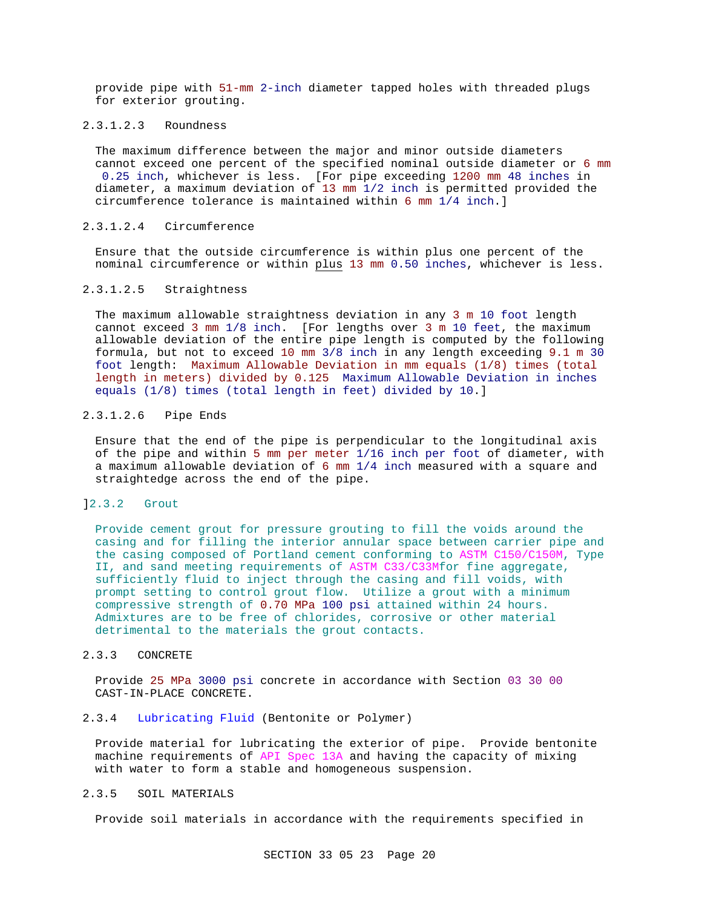provide pipe with 51-mm 2-inch diameter tapped holes with threaded plugs for exterior grouting.

#### 2.3.1.2.3 Roundness

The maximum difference between the major and minor outside diameters cannot exceed one percent of the specified nominal outside diameter or 6 mm 0.25 inch, whichever is less. [For pipe exceeding 1200 mm 48 inches in diameter, a maximum deviation of 13 mm 1/2 inch is permitted provided the circumference tolerance is maintained within 6 mm 1/4 inch.]

#### 2.3.1.2.4 Circumference

Ensure that the outside circumference is within plus one percent of the nominal circumference or within plus 13 mm 0.50 inches, whichever is less.

#### 2.3.1.2.5 Straightness

The maximum allowable straightness deviation in any 3 m 10 foot length cannot exceed 3 mm 1/8 inch. [For lengths over 3 m 10 feet, the maximum allowable deviation of the entire pipe length is computed by the following formula, but not to exceed 10 mm 3/8 inch in any length exceeding 9.1 m 30 foot length: Maximum Allowable Deviation in mm equals (1/8) times (total length in meters) divided by 0.125 Maximum Allowable Deviation in inches equals (1/8) times (total length in feet) divided by 10.]

#### 2.3.1.2.6 Pipe Ends

Ensure that the end of the pipe is perpendicular to the longitudinal axis of the pipe and within 5 mm per meter 1/16 inch per foot of diameter, with a maximum allowable deviation of 6 mm 1/4 inch measured with a square and straightedge across the end of the pipe.

]

### 2.3.2 Grout

Provide cement grout for pressure grouting to fill the voids around the casing and for filling the interior annular space between carrier pipe and the casing composed of Portland cement conforming to ASTM C150/C150M, Type II, and sand meeting requirements of ASTM C33/C33Mfor fine aggregate, sufficiently fluid to inject through the casing and fill voids, with prompt setting to control grout flow. Utilize a grout with a minimum compressive strength of 0.70 MPa 100 psi attained within 24 hours. Admixtures are to be free of chlorides, corrosive or other material detrimental to the materials the grout contacts.

### 2.3.3 CONCRETE

Provide 25 MPa 3000 psi concrete in accordance with Section 03 30 00 CAST-IN-PLACE CONCRETE.

### 2.3.4 Lubricating Fluid (Bentonite or Polymer)

Provide material for lubricating the exterior of pipe. Provide bentonite machine requirements of API Spec 13A and having the capacity of mixing with water to form a stable and homogeneous suspension.

### 2.3.5 SOIL MATERIALS

Provide soil materials in accordance with the requirements specified in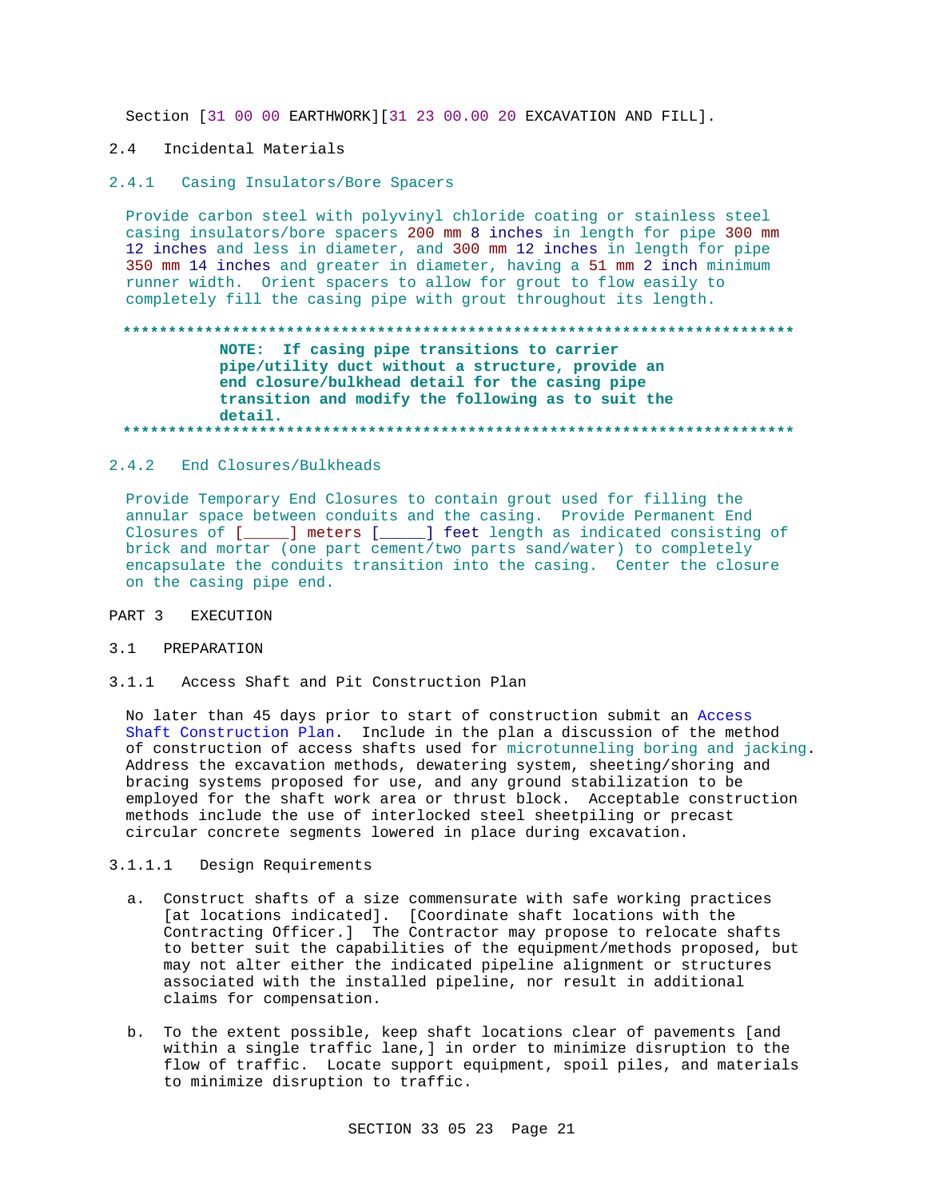Section [31 00 00 EARTHWORK][31 23 00.00 20 EXCAVATION AND FILL].

## 2.4 Incidental Materials

### 2.4.1 Casing Insulators/Bore Spacers

Provide carbon steel with polyvinyl chloride coating or stainless steel casing insulators/bore spacers 200 mm 8 inches in length for pipe 300 mm 12 inches and less in diameter, and 300 mm 12 inches in length for pipe 350 mm 14 inches and greater in diameter, having a 51 mm 2 inch minimum runner width. Orient spacers to allow for grout to flow easily to completely fill the casing pipe with grout throughout its length.

**************************************************************************

**NOTE: If casing pipe transitions to carrier pipe/utility duct without a structure, provide an end closure/bulkhead detail for the casing pipe transition and modify the following as to suit the detail.**

**************************************************************************

### 2.4.2 End Closures/Bulkheads

Provide Temporary End Closures to contain grout used for filling the annular space between conduits and the casing. Provide Permanent End Closures of [_____] meters [_____] feet length as indicated consisting of brick and mortar (one part cement/two parts sand/water) to completely encapsulate the conduits transition into the casing. Center the closure on the casing pipe end.

# PART 3 EXECUTION

## 3.1 PREPARATION

### 3.1.1 Access Shaft and Pit Construction Plan

No later than 45 days prior to start of construction submit an Access Shaft Construction Plan. Include in the plan a discussion of the method of construction of access shafts used for microtunneling boring and jacking. Address the excavation methods, dewatering system, sheeting/shoring and bracing systems proposed for use, and any ground stabilization to be employed for the shaft work area or thrust block. Acceptable construction methods include the use of interlocked steel sheetpiling or precast circular concrete segments lowered in place during excavation.

#### 3.1.1.1 Design Requirements

a. Construct shafts of a size commensurate with safe working practices [at locations indicated]. [Coordinate shaft locations with the Contracting Officer.] The Contractor may propose to relocate shafts to better suit the capabilities of the equipment/methods proposed, but may not alter either the indicated pipeline alignment or structures associated with the installed pipeline, nor result in additional claims for compensation.

b. To the extent possible, keep shaft locations clear of pavements [and within a single traffic lane,] in order to minimize disruption to the flow of traffic. Locate support equipment, spoil piles, and materials to minimize disruption to traffic.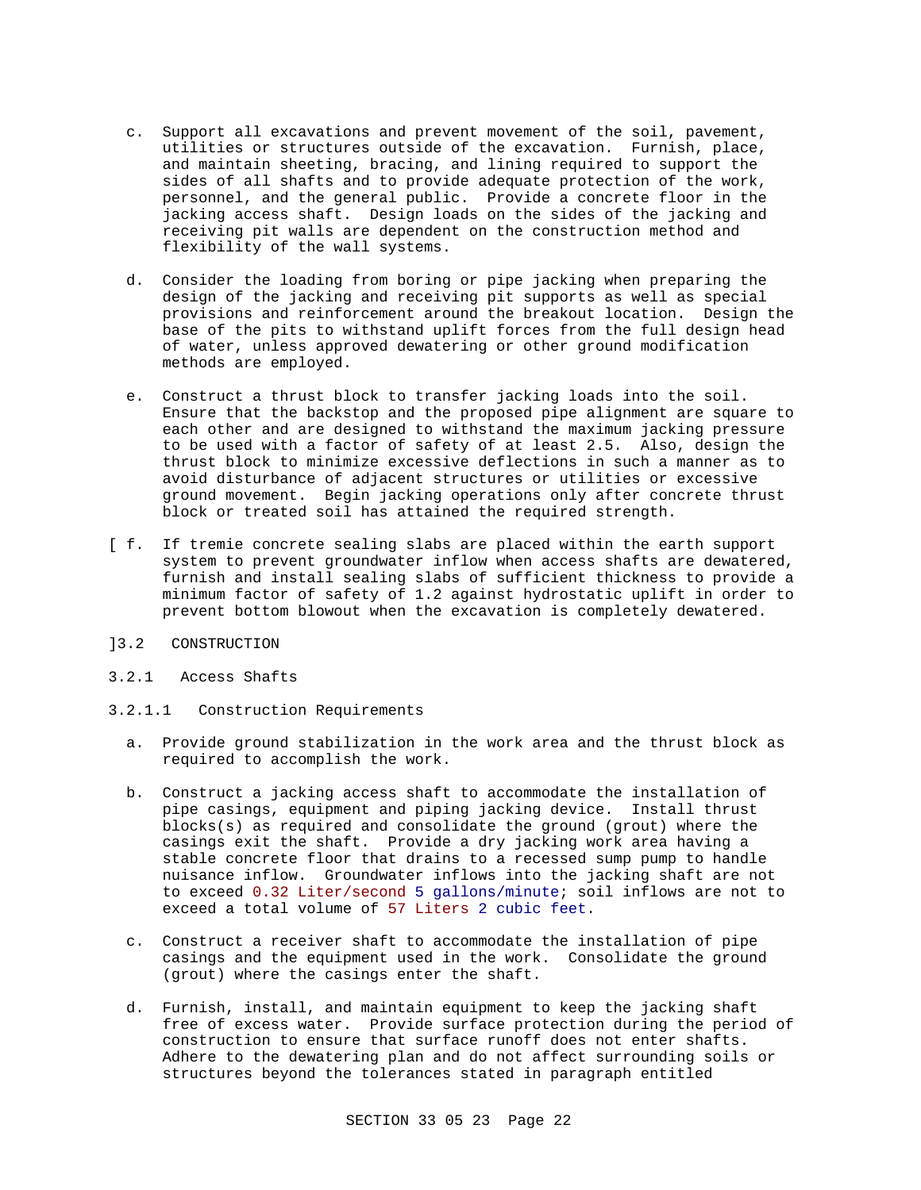c. Support all excavations and prevent movement of the soil, pavement, utilities or structures outside of the excavation. Furnish, place, and maintain sheeting, bracing, and lining required to support the sides of all shafts and to provide adequate protection of the work, personnel, and the general public. Provide a concrete floor in the jacking access shaft. Design loads on the sides of the jacking and receiving pit walls are dependent on the construction method and flexibility of the wall systems.

d. Consider the loading from boring or pipe jacking when preparing the design of the jacking and receiving pit supports as well as special provisions and reinforcement around the breakout location. Design the base of the pits to withstand uplift forces from the full design head of water, unless approved dewatering or other ground modification methods are employed.

e. Construct a thrust block to transfer jacking loads into the soil. Ensure that the backstop and the proposed pipe alignment are square to each other and are designed to withstand the maximum jacking pressure to be used with a factor of safety of at least 2.5. Also, design the thrust block to minimize excessive deflections in such a manner as to avoid disturbance of adjacent structures or utilities or excessive ground movement. Begin jacking operations only after concrete thrust block or treated soil has attained the required strength.

[ f. If tremie concrete sealing slabs are placed within the earth support system to prevent groundwater inflow when access shafts are dewatered, furnish and install sealing slabs of sufficient thickness to provide a minimum factor of safety of 1.2 against hydrostatic uplift in order to prevent bottom blowout when the excavation is completely dewatered.

]3.2 CONSTRUCTION

3.2.1 Access Shafts

3.2.1.1 Construction Requirements

a. Provide ground stabilization in the work area and the thrust block as required to accomplish the work.

b. Construct a jacking access shaft to accommodate the installation of pipe casings, equipment and piping jacking device. Install thrust blocks(s) as required and consolidate the ground (grout) where the casings exit the shaft. Provide a dry jacking work area having a stable concrete floor that drains to a recessed sump pump to handle nuisance inflow. Groundwater inflows into the jacking shaft are not to exceed 0.32 Liter/second 5 gallons/minute; soil inflows are not to exceed a total volume of 57 Liters 2 cubic feet.

c. Construct a receiver shaft to accommodate the installation of pipe casings and the equipment used in the work. Consolidate the ground (grout) where the casings enter the shaft.

d. Furnish, install, and maintain equipment to keep the jacking shaft free of excess water. Provide surface protection during the period of construction to ensure that surface runoff does not enter shafts. Adhere to the dewatering plan and do not affect surrounding soils or structures beyond the tolerances stated in paragraph entitled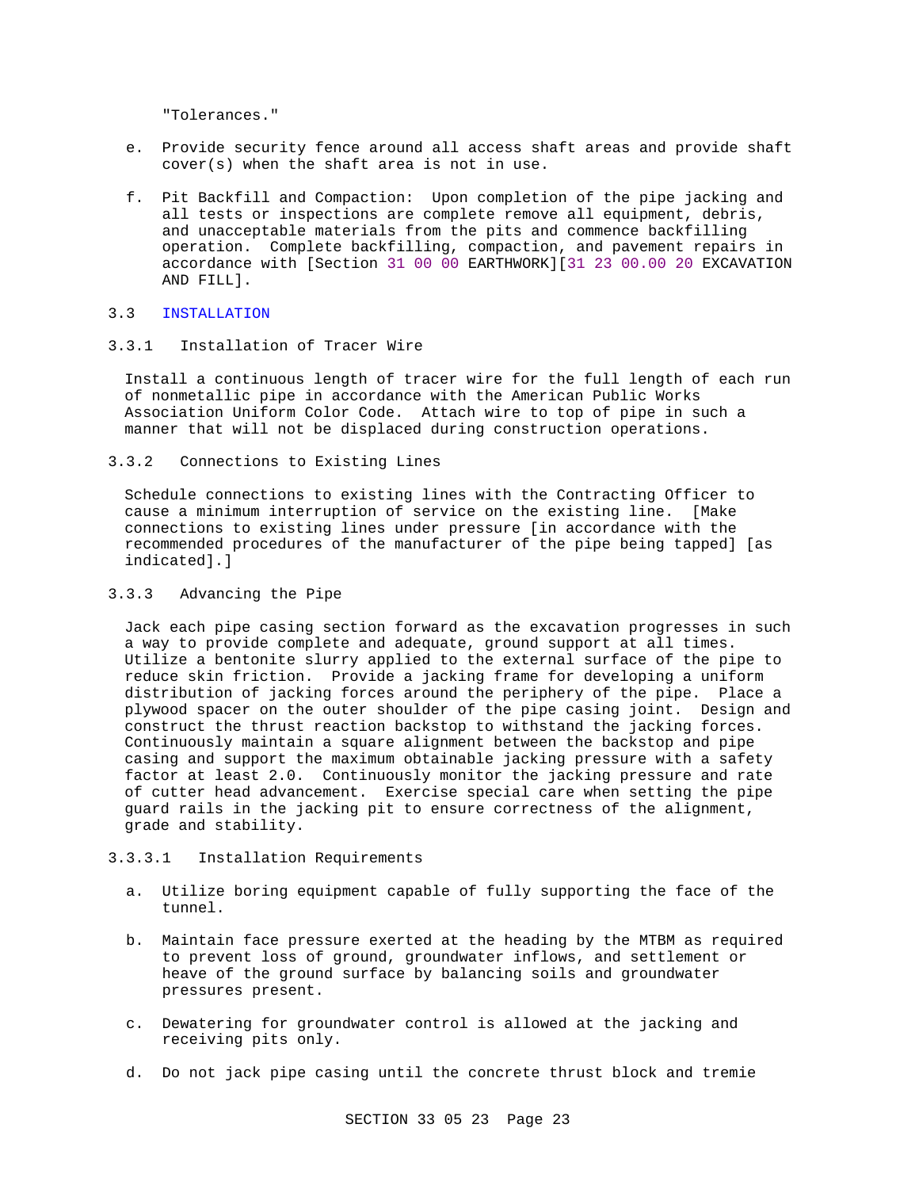"Tolerances."

e. Provide security fence around all access shaft areas and provide shaft cover(s) when the shaft area is not in use.

f. Pit Backfill and Compaction: Upon completion of the pipe jacking and all tests or inspections are complete remove all equipment, debris, and unacceptable materials from the pits and commence backfilling operation. Complete backfilling, compaction, and pavement repairs in accordance with [Section 31 00 00 EARTHWORK][31 23 00.00 20 EXCAVATION AND FILL].

## 3.3 INSTALLATION

### 3.3.1 Installation of Tracer Wire

Install a continuous length of tracer wire for the full length of each run of nonmetallic pipe in accordance with the American Public Works Association Uniform Color Code. Attach wire to top of pipe in such a manner that will not be displaced during construction operations.

### 3.3.2 Connections to Existing Lines

Schedule connections to existing lines with the Contracting Officer to cause a minimum interruption of service on the existing line. [Make connections to existing lines under pressure [in accordance with the recommended procedures of the manufacturer of the pipe being tapped] [as indicated].]

### 3.3.3 Advancing the Pipe

Jack each pipe casing section forward as the excavation progresses in such a way to provide complete and adequate, ground support at all times. Utilize a bentonite slurry applied to the external surface of the pipe to reduce skin friction. Provide a jacking frame for developing a uniform distribution of jacking forces around the periphery of the pipe. Place a plywood spacer on the outer shoulder of the pipe casing joint. Design and construct the thrust reaction backstop to withstand the jacking forces. Continuously maintain a square alignment between the backstop and pipe casing and support the maximum obtainable jacking pressure with a safety factor at least 2.0. Continuously monitor the jacking pressure and rate of cutter head advancement. Exercise special care when setting the pipe guard rails in the jacking pit to ensure correctness of the alignment, grade and stability.

#### 3.3.3.1 Installation Requirements

a. Utilize boring equipment capable of fully supporting the face of the tunnel.

b. Maintain face pressure exerted at the heading by the MTBM as required to prevent loss of ground, groundwater inflows, and settlement or heave of the ground surface by balancing soils and groundwater pressures present.

c. Dewatering for groundwater control is allowed at the jacking and receiving pits only.

d. Do not jack pipe casing until the concrete thrust block and tremie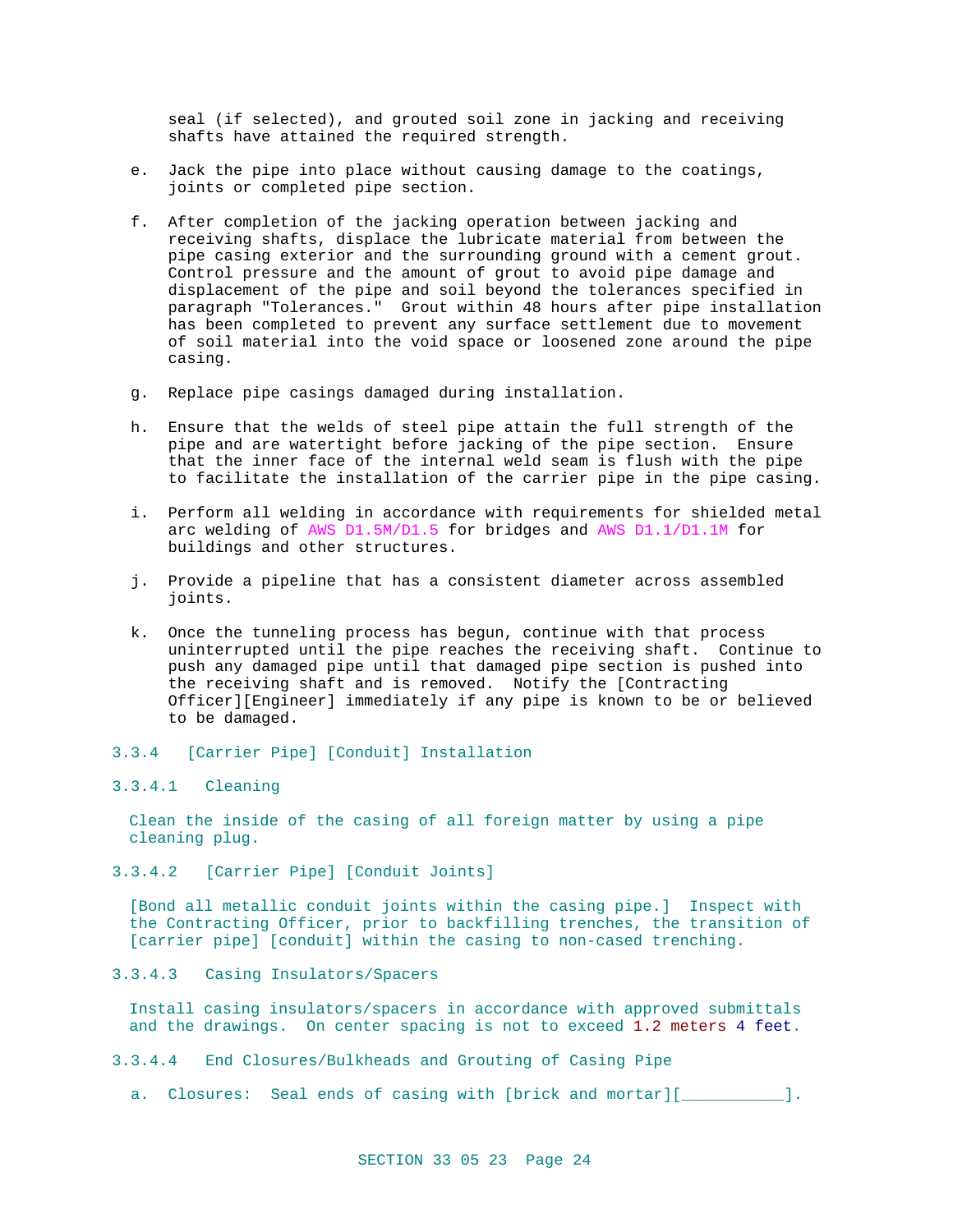seal (if selected), and grouted soil zone in jacking and receiving shafts have attained the required strength.

e. Jack the pipe into place without causing damage to the coatings, joints or completed pipe section.

f. After completion of the jacking operation between jacking and receiving shafts, displace the lubricate material from between the pipe casing exterior and the surrounding ground with a cement grout. Control pressure and the amount of grout to avoid pipe damage and displacement of the pipe and soil beyond the tolerances specified in paragraph "Tolerances." Grout within 48 hours after pipe installation has been completed to prevent any surface settlement due to movement of soil material into the void space or loosened zone around the pipe casing.

g. Replace pipe casings damaged during installation.

h. Ensure that the welds of steel pipe attain the full strength of the pipe and are watertight before jacking of the pipe section. Ensure that the inner face of the internal weld seam is flush with the pipe to facilitate the installation of the carrier pipe in the pipe casing.

i. Perform all welding in accordance with requirements for shielded metal arc welding of AWS D1.5M/D1.5 for bridges and AWS D1.1/D1.1M for buildings and other structures.

j. Provide a pipeline that has a consistent diameter across assembled joints.

k. Once the tunneling process has begun, continue with that process uninterrupted until the pipe reaches the receiving shaft. Continue to push any damaged pipe until that damaged pipe section is pushed into the receiving shaft and is removed. Notify the [Contracting Officer][Engineer] immediately if any pipe is known to be or believed to be damaged.

### 3.3.4 [Carrier Pipe] [Conduit] Installation

#### 3.3.4.1 Cleaning

Clean the inside of the casing of all foreign matter by using a pipe cleaning plug.

#### 3.3.4.2 [Carrier Pipe] [Conduit Joints]

[Bond all metallic conduit joints within the casing pipe.] Inspect with the Contracting Officer, prior to backfilling trenches, the transition of [carrier pipe] [conduit] within the casing to non-cased trenching.

#### 3.3.4.3 Casing Insulators/Spacers

Install casing insulators/spacers in accordance with approved submittals and the drawings. On center spacing is not to exceed 1.2 meters 4 feet.

#### 3.3.4.4 End Closures/Bulkheads and Grouting of Casing Pipe

a. Closures: Seal ends of casing with [brick and mortar][___________].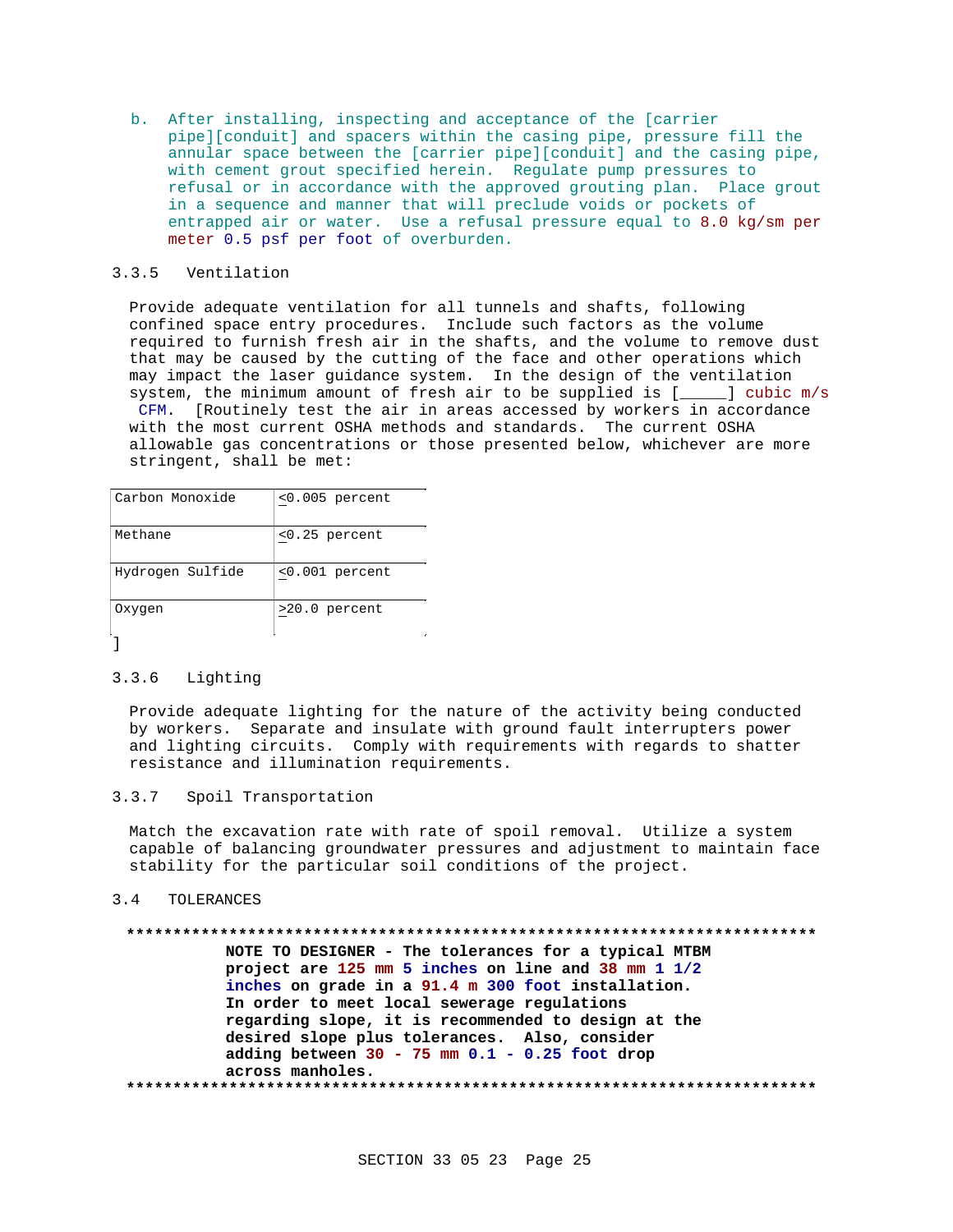b. After installing, inspecting and acceptance of the [carrier pipe][conduit] and spacers within the casing pipe, pressure fill the annular space between the [carrier pipe][conduit] and the casing pipe, with cement grout specified herein. Regulate pump pressures to refusal or in accordance with the approved grouting plan. Place grout in a sequence and manner that will preclude voids or pockets of entrapped air or water. Use a refusal pressure equal to 8.0 kg/sm per meter 0.5 psf per foot of overburden.

### 3.3.5 Ventilation

Provide adequate ventilation for all tunnels and shafts, following confined space entry procedures. Include such factors as the volume required to furnish fresh air in the shafts, and the volume to remove dust that may be caused by the cutting of the face and other operations which may impact the laser guidance system. In the design of the ventilation system, the minimum amount of fresh air to be supplied is [_____] cubic m/s CFM. [Routinely test the air in areas accessed by workers in accordance with the most current OSHA methods and standards. The current OSHA allowable gas concentrations or those presented below, whichever are more stringent, shall be met:

| | |
|---|---|
| Carbon Monoxide | ≤0.005 percent |
| Methane | ≤0.25 percent |
| Hydrogen Sulfide | ≤0.001 percent |
| Oxygen | ≥20.0 percent |

]

### 3.3.6 Lighting

Provide adequate lighting for the nature of the activity being conducted by workers. Separate and insulate with ground fault interrupters power and lighting circuits. Comply with requirements with regards to shatter resistance and illumination requirements.

### 3.3.7 Spoil Transportation

Match the excavation rate with rate of spoil removal. Utilize a system capable of balancing groundwater pressures and adjustment to maintain face stability for the particular soil conditions of the project.

## 3.4 TOLERANCES

**************************************************************************

**NOTE TO DESIGNER - The tolerances for a typical MTBM project are 125 mm 5 inches on line and 38 mm 1 1/2 inches on grade in a 91.4 m 300 foot installation. In order to meet local sewerage regulations regarding slope, it is recommended to design at the desired slope plus tolerances. Also, consider adding between 30 - 75 mm 0.1 - 0.25 foot drop across manholes.**

**************************************************************************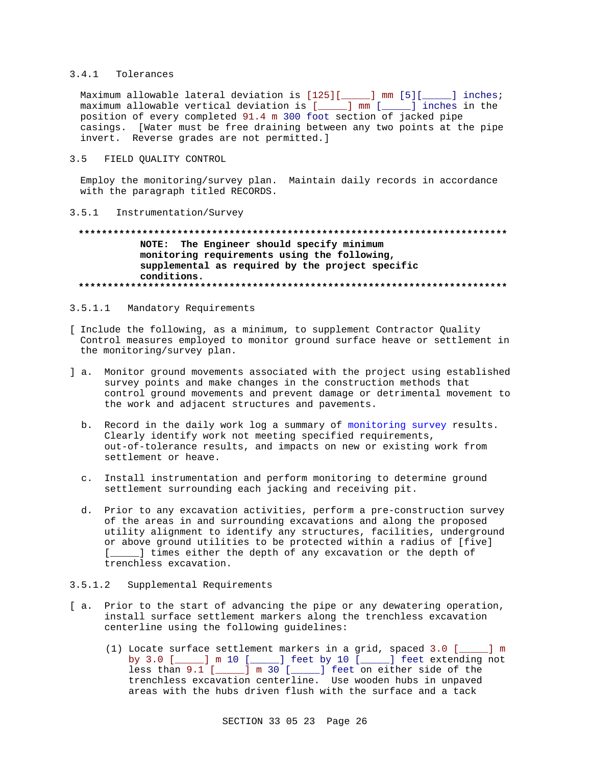#### 3.4.1 Tolerances

Maximum allowable lateral deviation is [125][_____] mm [5][_____] inches; maximum allowable vertical deviation is [_____] mm [_____] inches in the position of every completed 91.4 m 300 foot section of jacked pipe casings. [Water must be free draining between any two points at the pipe invert. Reverse grades are not permitted.]

### 3.5 FIELD QUALITY CONTROL

Employ the monitoring/survey plan. Maintain daily records in accordance with the paragraph titled RECORDS.

#### 3.5.1 Instrumentation/Survey

**************************************************************************
**NOTE: The Engineer should specify minimum monitoring requirements using the following, supplemental as required by the project specific conditions.**
**************************************************************************

##### 3.5.1.1 Mandatory Requirements

[ Include the following, as a minimum, to supplement Contractor Quality Control measures employed to monitor ground surface heave or settlement in the monitoring/survey plan.

] a. Monitor ground movements associated with the project using established survey points and make changes in the construction methods that control ground movements and prevent damage or detrimental movement to the work and adjacent structures and pavements.

b. Record in the daily work log a summary of monitoring survey results. Clearly identify work not meeting specified requirements, out-of-tolerance results, and impacts on new or existing work from settlement or heave.

c. Install instrumentation and perform monitoring to determine ground settlement surrounding each jacking and receiving pit.

d. Prior to any excavation activities, perform a pre-construction survey of the areas in and surrounding excavations and along the proposed utility alignment to identify any structures, facilities, underground or above ground utilities to be protected within a radius of [five] [_____] times either the depth of any excavation or the depth of trenchless excavation.

##### 3.5.1.2 Supplemental Requirements

[ a. Prior to the start of advancing the pipe or any dewatering operation, install surface settlement markers along the trenchless excavation centerline using the following guidelines:

(1) Locate surface settlement markers in a grid, spaced 3.0 [_____] m by 3.0 [_____] m 10 [_____] feet by 10 [_____] feet extending not less than 9.1 [_____] m 30 [_____] feet on either side of the trenchless excavation centerline. Use wooden hubs in unpaved areas with the hubs driven flush with the surface and a tack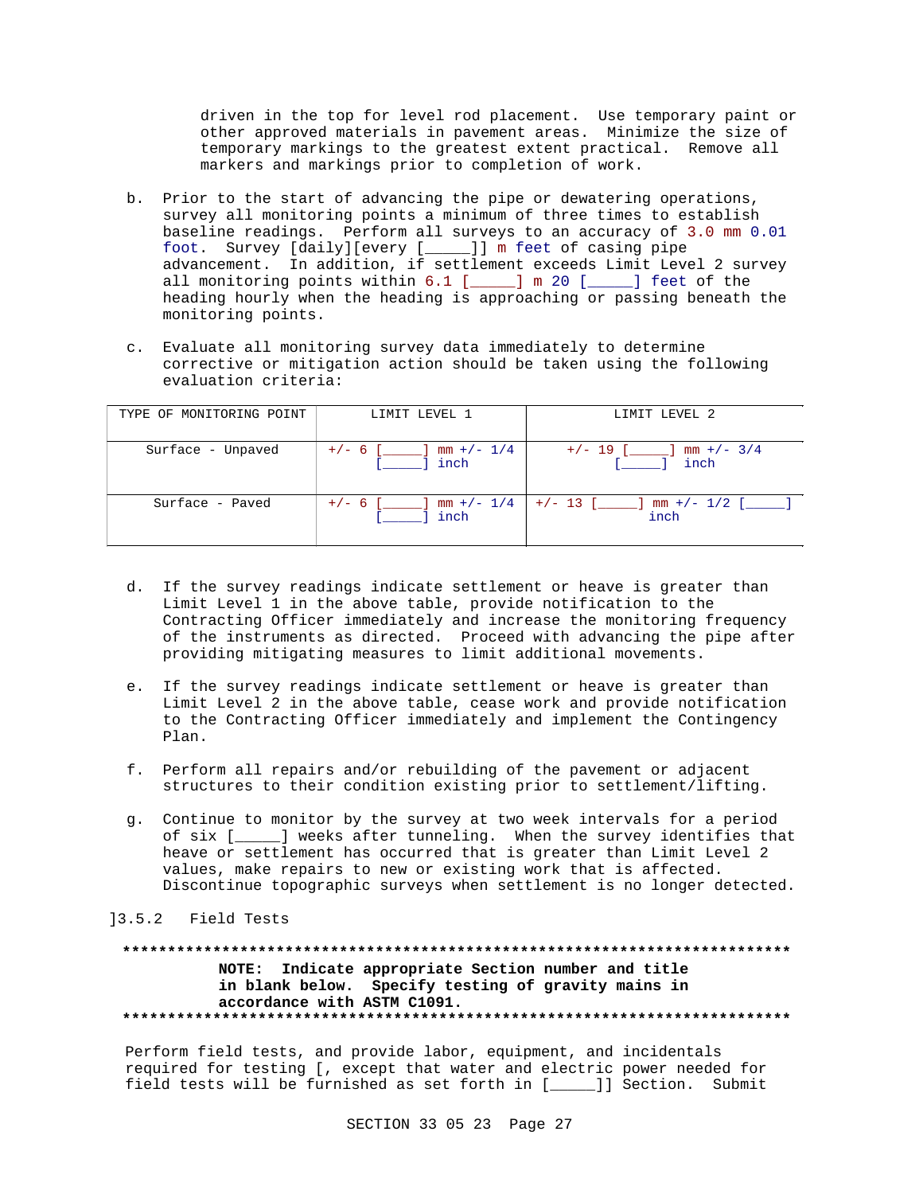driven in the top for level rod placement. Use temporary paint or other approved materials in pavement areas. Minimize the size of temporary markings to the greatest extent practical. Remove all markers and markings prior to completion of work.

b. Prior to the start of advancing the pipe or dewatering operations, survey all monitoring points a minimum of three times to establish baseline readings. Perform all surveys to an accuracy of 3.0 mm 0.01 foot. Survey [daily][every [_____]] m feet of casing pipe advancement. In addition, if settlement exceeds Limit Level 2 survey all monitoring points within 6.1 [_____] m 20 [_____] feet of the heading hourly when the heading is approaching or passing beneath the monitoring points.

c. Evaluate all monitoring survey data immediately to determine corrective or mitigation action should be taken using the following evaluation criteria:

| TYPE OF MONITORING POINT | LIMIT LEVEL 1 | LIMIT LEVEL 2 |
| --- | --- | --- |
| Surface - Unpaved | +/- 6 [_____] mm +/- 1/4 [_____] inch | +/- 19 [_____] mm +/- 3/4 [_____] inch |
| Surface - Paved | +/- 6 [_____] mm +/- 1/4 [_____] inch | +/- 13 [_____] mm +/- 1/2 [_____] inch |

d. If the survey readings indicate settlement or heave is greater than Limit Level 1 in the above table, provide notification to the Contracting Officer immediately and increase the monitoring frequency of the instruments as directed. Proceed with advancing the pipe after providing mitigating measures to limit additional movements.

e. If the survey readings indicate settlement or heave is greater than Limit Level 2 in the above table, cease work and provide notification to the Contracting Officer immediately and implement the Contingency Plan.

f. Perform all repairs and/or rebuilding of the pavement or adjacent structures to their condition existing prior to settlement/lifting.

g. Continue to monitor by the survey at two week intervals for a period of six [_____] weeks after tunneling. When the survey identifies that heave or settlement has occurred that is greater than Limit Level 2 values, make repairs to new or existing work that is affected. Discontinue topographic surveys when settlement is no longer detected.

]3.5.2 Field Tests

**************************************************************************

**NOTE: Indicate appropriate Section number and title in blank below. Specify testing of gravity mains in accordance with ASTM C1091.**

**************************************************************************

Perform field tests, and provide labor, equipment, and incidentals required for testing [, except that water and electric power needed for field tests will be furnished as set forth in [_____]] Section. Submit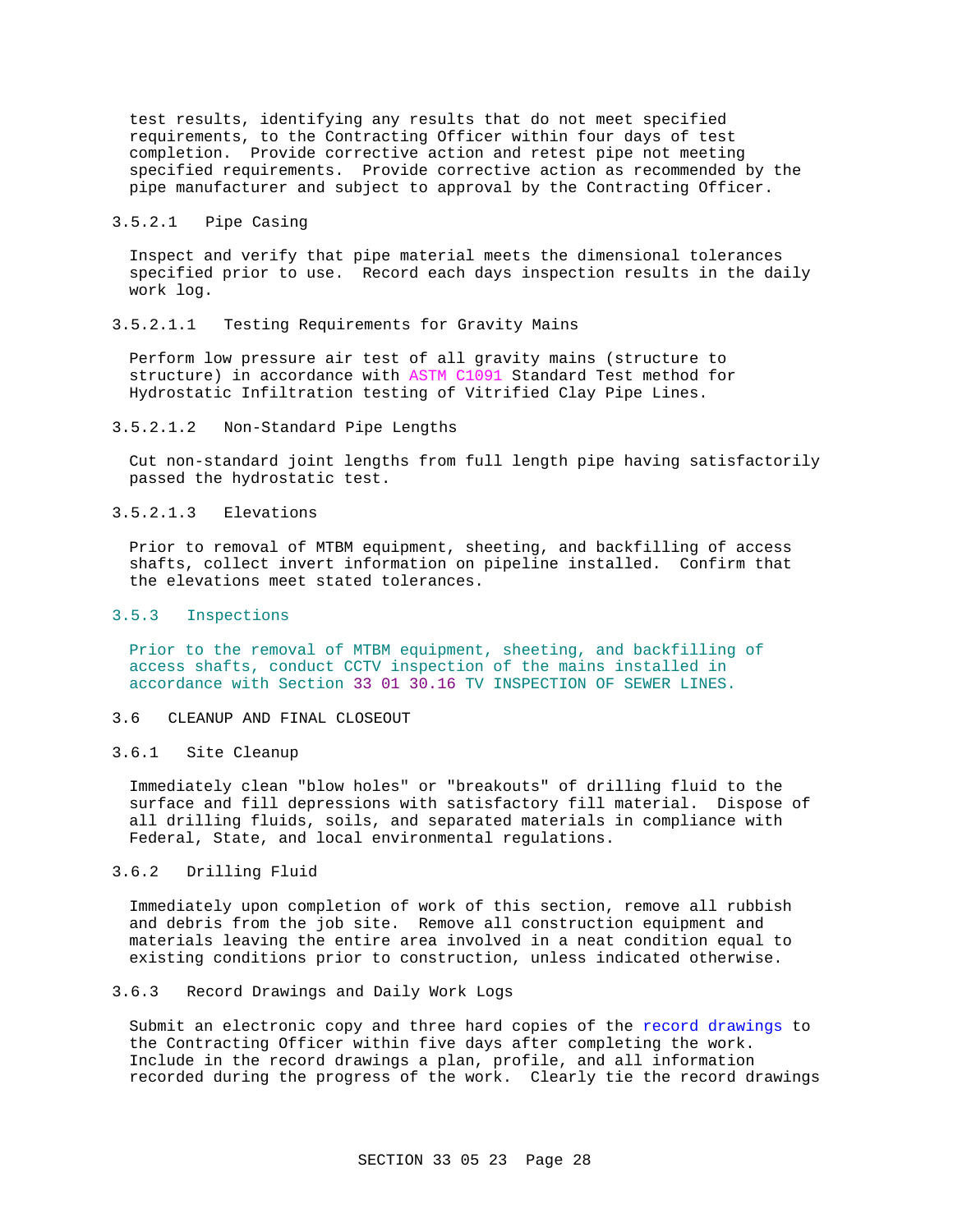test results, identifying any results that do not meet specified requirements, to the Contracting Officer within four days of test completion. Provide corrective action and retest pipe not meeting specified requirements. Provide corrective action as recommended by the pipe manufacturer and subject to approval by the Contracting Officer.

#### 3.5.2.1 Pipe Casing

Inspect and verify that pipe material meets the dimensional tolerances specified prior to use. Record each days inspection results in the daily work log.

##### 3.5.2.1.1 Testing Requirements for Gravity Mains

Perform low pressure air test of all gravity mains (structure to structure) in accordance with ASTM C1091 Standard Test method for Hydrostatic Infiltration testing of Vitrified Clay Pipe Lines.

##### 3.5.2.1.2 Non-Standard Pipe Lengths

Cut non-standard joint lengths from full length pipe having satisfactorily passed the hydrostatic test.

##### 3.5.2.1.3 Elevations

Prior to removal of MTBM equipment, sheeting, and backfilling of access shafts, collect invert information on pipeline installed. Confirm that the elevations meet stated tolerances.

### 3.5.3 Inspections

Prior to the removal of MTBM equipment, sheeting, and backfilling of access shafts, conduct CCTV inspection of the mains installed in accordance with Section 33 01 30.16 TV INSPECTION OF SEWER LINES.

## 3.6 CLEANUP AND FINAL CLOSEOUT

### 3.6.1 Site Cleanup

Immediately clean "blow holes" or "breakouts" of drilling fluid to the surface and fill depressions with satisfactory fill material. Dispose of all drilling fluids, soils, and separated materials in compliance with Federal, State, and local environmental regulations.

### 3.6.2 Drilling Fluid

Immediately upon completion of work of this section, remove all rubbish and debris from the job site. Remove all construction equipment and materials leaving the entire area involved in a neat condition equal to existing conditions prior to construction, unless indicated otherwise.

### 3.6.3 Record Drawings and Daily Work Logs

Submit an electronic copy and three hard copies of the record drawings to the Contracting Officer within five days after completing the work. Include in the record drawings a plan, profile, and all information recorded during the progress of the work. Clearly tie the record drawings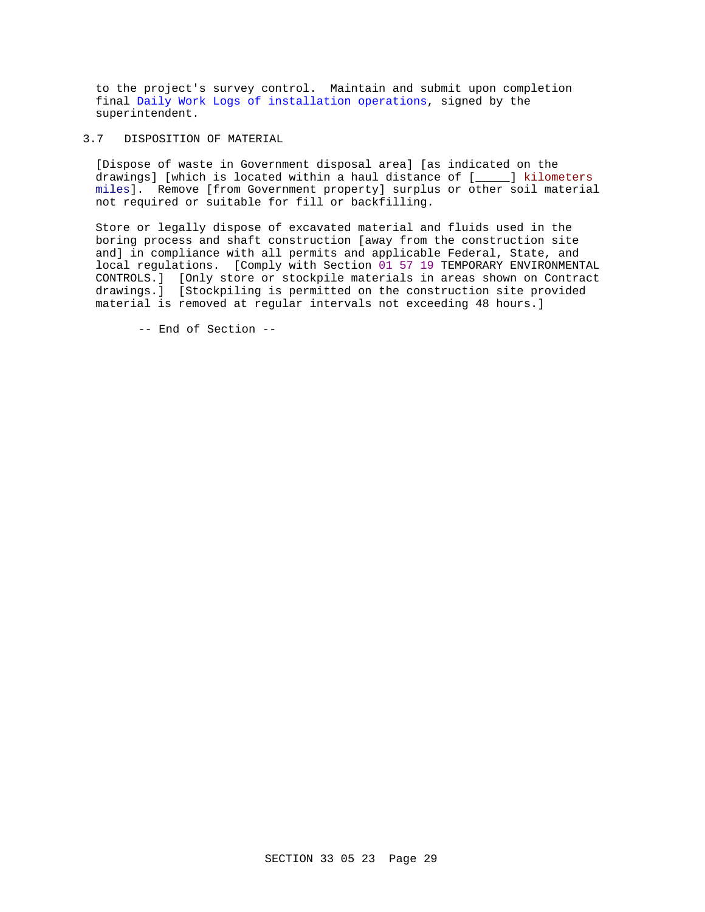to the project's survey control. Maintain and submit upon completion final Daily Work Logs of installation operations, signed by the superintendent.

## 3.7 DISPOSITION OF MATERIAL

[Dispose of waste in Government disposal area] [as indicated on the drawings] [which is located within a haul distance of [_____] kilometers miles]. Remove [from Government property] surplus or other soil material not required or suitable for fill or backfilling.

Store or legally dispose of excavated material and fluids used in the boring process and shaft construction [away from the construction site and] in compliance with all permits and applicable Federal, State, and local regulations. [Comply with Section 01 57 19 TEMPORARY ENVIRONMENTAL CONTROLS.] [Only store or stockpile materials in areas shown on Contract drawings.] [Stockpiling is permitted on the construction site provided material is removed at regular intervals not exceeding 48 hours.]

-- End of Section --